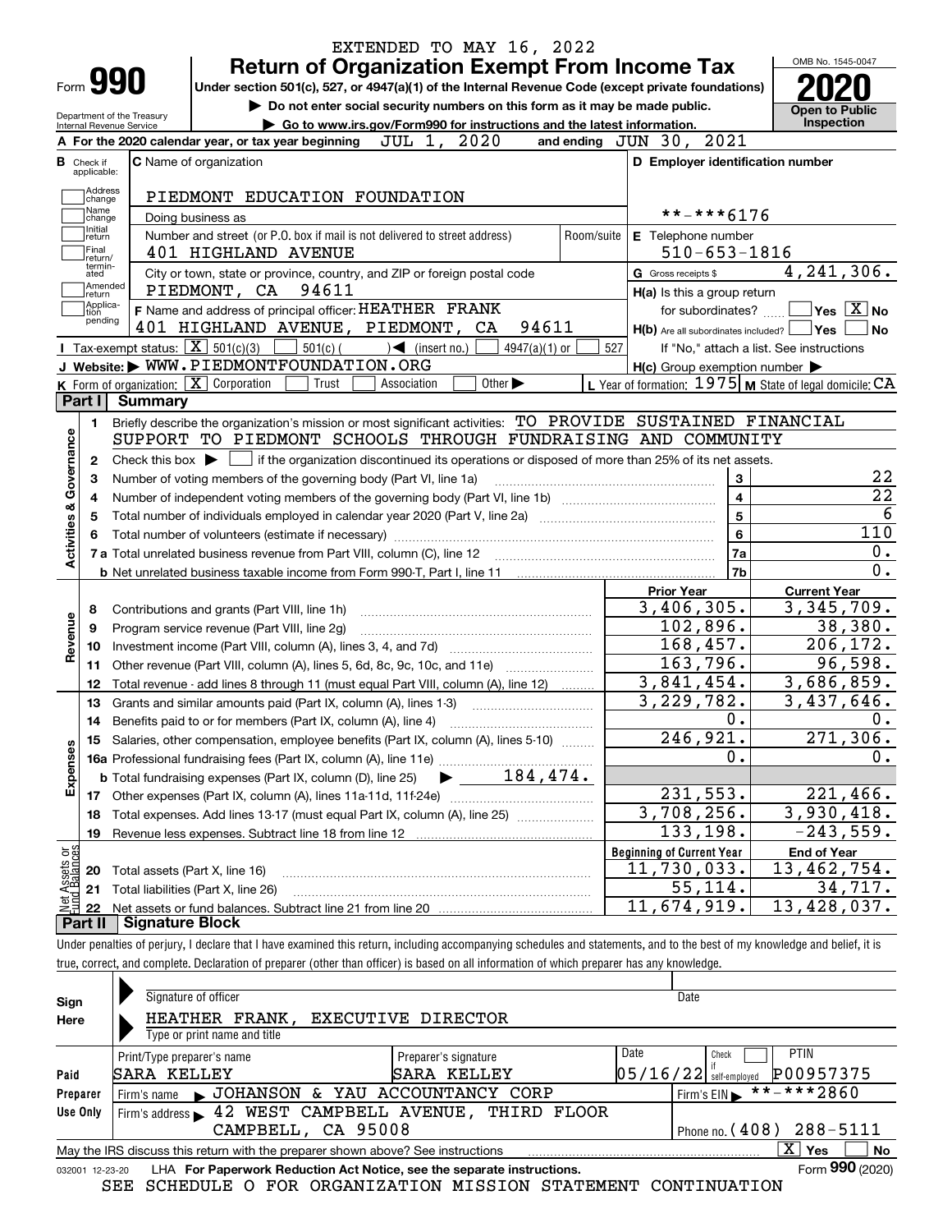EXTENDED TO MAY 16, 2022

# Form 990 — Return of Organization Exempt From Income Tax

**Under section 501(c), 527, or 4947(a)(1) of the Internal Revenue Code (except private foundations)**

▶ Do not enter social security numbers on this form as it may be made public.

▶ Go to www.irs.gov/Form990 for instructions and the latest information.

Department of the Treasury Internal Revenue Service

OMB No. 1545-0047

**2020**

**Open to Public Inspection**

**A** For the 2020 calendar year, or tax year beginning JUL 1, 2020 and ending JUN 30, 2021

**B** Check if applicable: Address change, Name change, Initial return, Final return/terminated, Amended return, Application pending

**C** Name of organization: PIEDMONT EDUCATION FOUNDATION

Doing business as

Number and street (or P.O. box if mail is not delivered to street address): 401 HIGHLAND AVENUE — Room/suite

City or town, state or province, country, and ZIP or foreign postal code: PIEDMONT, CA 94611

**D** Employer identification number: **-***6176

**E** Telephone number: 510-653-1816

**G** Gross receipts $ 4,241,306.

**F** Name and address of principal officer: HEATHER FRANK, 401 HIGHLAND AVENUE, PIEDMONT, CA 94611

**H(a)** Is this a group return for subordinates? ☐ Yes ☒ No

**H(b)** Are all subordinates included? ☐ Yes ☐ No — If "No," attach a list. See instructions

**H(c)** Group exemption number ▶

**I** Tax-exempt status: ☒ 501(c)(3) ☐ 501(c) ( ) ◀ (insert no.) ☐ 4947(a)(1) or ☐ 527

**J** Website: ▶ WWW.PIEDMONTFOUNDATION.ORG

**K** Form of organization: ☒ Corporation ☐ Trust ☐ Association ☐ Other ▶

**L** Year of formation: 1975 **M** State of legal domicile: CA

## Part I Summary

**Activities & Governance**

1. Briefly describe the organization's mission or most significant activities: TO PROVIDE SUSTAINED FINANCIAL SUPPORT TO PIEDMONT SCHOOLS THROUGH FUNDRAISING AND COMMUNITY
2. Check this box ▶ ☐ if the organization discontinued its operations or disposed of more than 25% of its net assets.

| Line | Description | | Value |
|---|---|---|---|
| 3 | Number of voting members of the governing body (Part VI, line 1a) | 3 | 22 |
| 4 | Number of independent voting members of the governing body (Part VI, line 1b) | 4 | 22 |
| 5 | Total number of individuals employed in calendar year 2020 (Part V, line 2a) | 5 | 6 |
| 6 | Total number of volunteers (estimate if necessary) | 6 | 110 |
| 7a | Total unrelated business revenue from Part VIII, column (C), line 12 | 7a | 0. |
| 7b | Net unrelated business taxable income from Form 990-T, Part I, line 11 | 7b | 0. |

| Line | Description | Prior Year | Current Year |
|---|---|---|---|
| **Revenue** | | | |
| 8 | Contributions and grants (Part VIII, line 1h) | 3,406,305. | 3,345,709. |
| 9 | Program service revenue (Part VIII, line 2g) | 102,896. | 38,380. |
| 10 | Investment income (Part VIII, column (A), lines 3, 4, and 7d) | 168,457. | 206,172. |
| 11 | Other revenue (Part VIII, column (A), lines 5, 6d, 8c, 9c, 10c, and 11e) | 163,796. | 96,598. |
| 12 | Total revenue - add lines 8 through 11 (must equal Part VIII, column (A), line 12) | 3,841,454. | 3,686,859. |
| **Expenses** | | | |
| 13 | Grants and similar amounts paid (Part IX, column (A), lines 1-3) | 3,229,782. | 3,437,646. |
| 14 | Benefits paid to or for members (Part IX, column (A), line 4) | 0. | 0. |
| 15 | Salaries, other compensation, employee benefits (Part IX, column (A), lines 5-10) | 246,921. | 271,306. |
| 16a | Professional fundraising fees (Part IX, column (A), line 11e) | 0. | 0. |
| b | Total fundraising expenses (Part IX, column (D), line 25) ▶ 184,474. | | |
| 17 | Other expenses (Part IX, column (A), lines 11a-11d, 11f-24e) | 231,553. | 221,466. |
| 18 | Total expenses. Add lines 13-17 (must equal Part IX, column (A), line 25) | 3,708,256. | 3,930,418. |
| 19 | Revenue less expenses. Subtract line 18 from line 12 | 133,198. | -243,559. |
| **Net Assets or Fund Balances** | | **Beginning of Current Year** | **End of Year** |
| 20 | Total assets (Part X, line 16) | 11,730,033. | 13,462,754. |
| 21 | Total liabilities (Part X, line 26) | 55,114. | 34,717. |
| 22 | Net assets or fund balances. Subtract line 21 from line 20 | 11,674,919. | 13,428,037. |

## Part II Signature Block

Under penalties of perjury, I declare that I have examined this return, including accompanying schedules and statements, and to the best of my knowledge and belief, it is true, correct, and complete. Declaration of preparer (other than officer) is based on all information of which preparer has any knowledge.

**Sign Here**

Signature of officer — Date

HEATHER FRANK, EXECUTIVE DIRECTOR

Type or print name and title

**Paid Preparer Use Only**

| Print/Type preparer's name | Preparer's signature | Date | Check ☐ if self-employed | PTIN |
|---|---|---|---|---|
| SARA KELLEY | SARA KELLEY | 05/16/22 | | P00957375 |

Firm's name ▶ JOHANSON & YAU ACCOUNTANCY CORP — Firm's EIN ▶ **-***2860

Firm's address ▶ 42 WEST CAMPBELL AVENUE, THIRD FLOOR, CAMPBELL, CA 95008 — Phone no. (408) 288-5111

May the IRS discuss this return with the preparer shown above? See instructions ☒ Yes ☐ No

032001 12-23-20 LHA For Paperwork Reduction Act Notice, see the separate instructions. Form **990** (2020)

SEE SCHEDULE O FOR ORGANIZATION MISSION STATEMENT CONTINUATION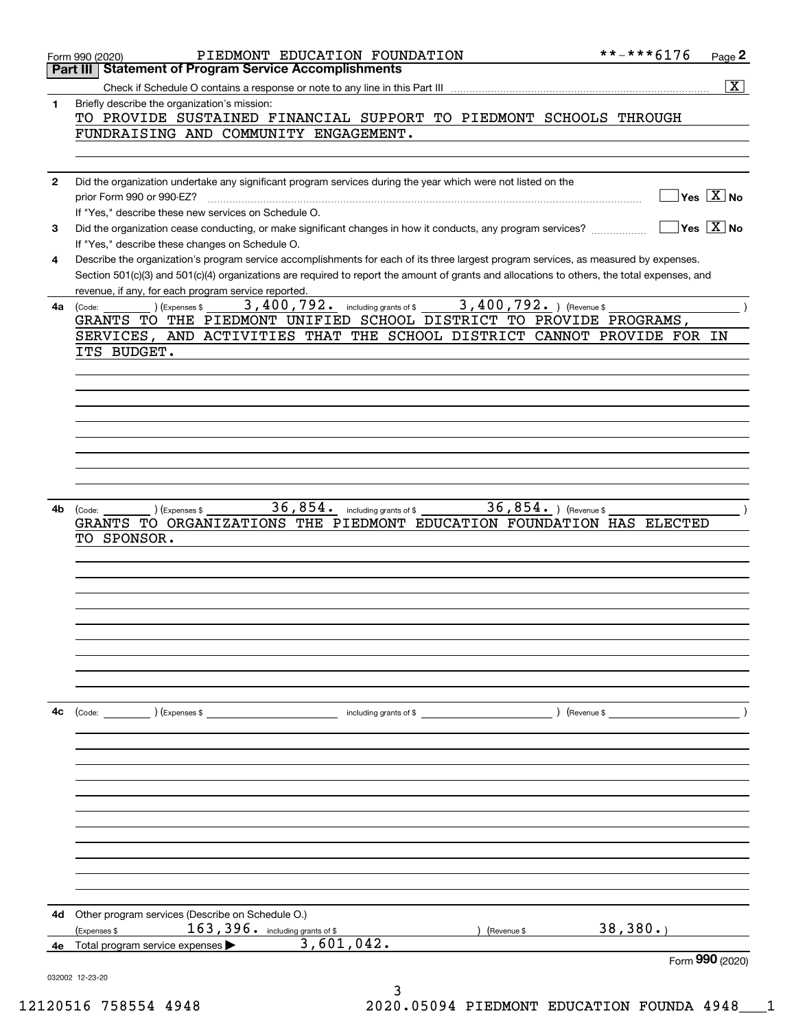Form 990 (2020) PIEDMONT EDUCATION FOUNDATION **-***6176 Page 2

## Part III Statement of Program Service Accomplishments

Check if Schedule O contains a response or note to any line in this Part III .......... [X]

**1** Briefly describe the organization's mission:

TO PROVIDE SUSTAINED FINANCIAL SUPPORT TO PIEDMONT SCHOOLS THROUGH FUNDRAISING AND COMMUNITY ENGAGEMENT.

**2** Did the organization undertake any significant program services during the year which were not listed on the prior Form 990 or 990-EZ? .......... [ ] Yes [X] No

If "Yes," describe these new services on Schedule O.

**3** Did the organization cease conducting, or make significant changes in how it conducts, any program services? .......... [ ] Yes [X] No

If "Yes," describe these changes on Schedule O.

**4** Describe the organization's program service accomplishments for each of its three largest program services, as measured by expenses. Section 501(c)(3) and 501(c)(4) organizations are required to report the amount of grants and allocations to others, the total expenses, and revenue, if any, for each program service reported.

**4a** (Code: ) (Expenses $ 3,400,792. including grants of $ 3,400,792. ) (Revenue $ )

GRANTS TO THE PIEDMONT UNIFIED SCHOOL DISTRICT TO PROVIDE PROGRAMS, SERVICES, AND ACTIVITIES THAT THE SCHOOL DISTRICT CANNOT PROVIDE FOR IN ITS BUDGET.

**4b** (Code: ) (Expenses $ 36,854. including grants of $ 36,854. ) (Revenue $ )

GRANTS TO ORGANIZATIONS THE PIEDMONT EDUCATION FOUNDATION HAS ELECTED TO SPONSOR.

**4c** (Code: ) (Expenses $ including grants of $ ) (Revenue $ )

**4d** Other program services (Describe on Schedule O.)

(Expenses $ 163,396. including grants of $ ) (Revenue $ 38,380.)

**4e** Total program service expenses ▶ 3,601,042.

Form **990** (2020)

032002 12-23-20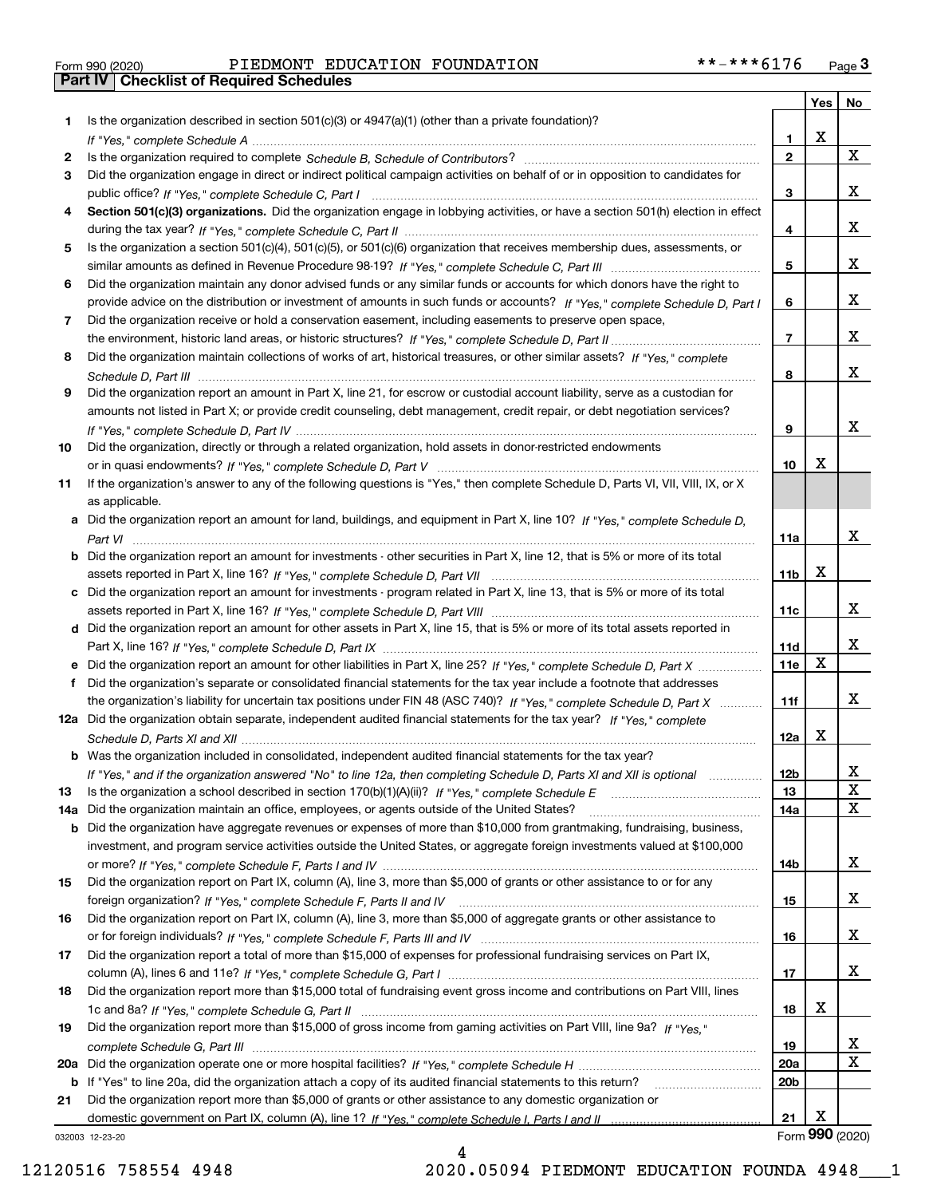Form 990 (2020) PIEDMONT EDUCATION FOUNDATION **-***6176

## Part IV | Checklist of Required Schedules

| | | | Yes | No |
|---|---|---|---|---|
| 1 | Is the organization described in section 501(c)(3) or 4947(a)(1) (other than a private foundation)? *If "Yes," complete Schedule A* | 1 | X | |
| 2 | Is the organization required to complete *Schedule B, Schedule of Contributors*? | 2 | | X |
| 3 | Did the organization engage in direct or indirect political campaign activities on behalf of or in opposition to candidates for public office? *If "Yes," complete Schedule C, Part I* | 3 | | X |
| 4 | **Section 501(c)(3) organizations.** Did the organization engage in lobbying activities, or have a section 501(h) election in effect during the tax year? *If "Yes," complete Schedule C, Part II* | 4 | | X |
| 5 | Is the organization a section 501(c)(4), 501(c)(5), or 501(c)(6) organization that receives membership dues, assessments, or similar amounts as defined in Revenue Procedure 98-19? *If "Yes," complete Schedule C, Part III* | 5 | | X |
| 6 | Did the organization maintain any donor advised funds or any similar funds or accounts for which donors have the right to provide advice on the distribution or investment of amounts in such funds or accounts? *If "Yes," complete Schedule D, Part I* | 6 | | X |
| 7 | Did the organization receive or hold a conservation easement, including easements to preserve open space, the environment, historic land areas, or historic structures? *If "Yes," complete Schedule D, Part II* | 7 | | X |
| 8 | Did the organization maintain collections of works of art, historical treasures, or other similar assets? *If "Yes," complete Schedule D, Part III* | 8 | | X |
| 9 | Did the organization report an amount in Part X, line 21, for escrow or custodial account liability, serve as a custodian for amounts not listed in Part X; or provide credit counseling, debt management, credit repair, or debt negotiation services? *If "Yes," complete Schedule D, Part IV* | 9 | | X |
| 10 | Did the organization, directly or through a related organization, hold assets in donor-restricted endowments or in quasi endowments? *If "Yes," complete Schedule D, Part V* | 10 | X | |
| 11 | If the organization's answer to any of the following questions is "Yes," then complete Schedule D, Parts VI, VII, VIII, IX, or X as applicable. | | | |
| a | Did the organization report an amount for land, buildings, and equipment in Part X, line 10? *If "Yes," complete Schedule D, Part VI* | 11a | | X |
| b | Did the organization report an amount for investments - other securities in Part X, line 12, that is 5% or more of its total assets reported in Part X, line 16? *If "Yes," complete Schedule D, Part VII* | 11b | X | |
| c | Did the organization report an amount for investments - program related in Part X, line 13, that is 5% or more of its total assets reported in Part X, line 16? *If "Yes," complete Schedule D, Part VIII* | 11c | | X |
| d | Did the organization report an amount for other assets in Part X, line 15, that is 5% or more of its total assets reported in Part X, line 16? *If "Yes," complete Schedule D, Part IX* | 11d | | X |
| e | Did the organization report an amount for other liabilities in Part X, line 25? *If "Yes," complete Schedule D, Part X* | 11e | X | |
| f | Did the organization's separate or consolidated financial statements for the tax year include a footnote that addresses the organization's liability for uncertain tax positions under FIN 48 (ASC 740)? *If "Yes," complete Schedule D, Part X* | 11f | | X |
| 12a | Did the organization obtain separate, independent audited financial statements for the tax year? *If "Yes," complete Schedule D, Parts XI and XII* | 12a | X | |
| b | Was the organization included in consolidated, independent audited financial statements for the tax year? *If "Yes," and if the organization answered "No" to line 12a, then completing Schedule D, Parts XI and XII is optional* | 12b | | X |
| 13 | Is the organization a school described in section 170(b)(1)(A)(ii)? *If "Yes," complete Schedule E* | 13 | | X |
| 14a | Did the organization maintain an office, employees, or agents outside of the United States? | 14a | | X |
| b | Did the organization have aggregate revenues or expenses of more than $10,000 from grantmaking, fundraising, business, investment, and program service activities outside the United States, or aggregate foreign investments valued at $100,000 or more? *If "Yes," complete Schedule F, Parts I and IV* | 14b | | X |
| 15 | Did the organization report on Part IX, column (A), line 3, more than $5,000 of grants or other assistance to or for any foreign organization? *If "Yes," complete Schedule F, Parts II and IV* | 15 | | X |
| 16 | Did the organization report on Part IX, column (A), line 3, more than $5,000 of aggregate grants or other assistance to or for foreign individuals? *If "Yes," complete Schedule F, Parts III and IV* | 16 | | X |
| 17 | Did the organization report a total of more than $15,000 of expenses for professional fundraising services on Part IX, column (A), lines 6 and 11e? *If "Yes," complete Schedule G, Part I* | 17 | | X |
| 18 | Did the organization report more than $15,000 total of fundraising event gross income and contributions on Part VIII, lines 1c and 8a? *If "Yes," complete Schedule G, Part II* | 18 | X | |
| 19 | Did the organization report more than $15,000 of gross income from gaming activities on Part VIII, line 9a? *If "Yes," complete Schedule G, Part III* | 19 | | X |
| 20a | Did the organization operate one or more hospital facilities? *If "Yes," complete Schedule H* | 20a | | X |
| b | If "Yes" to line 20a, did the organization attach a copy of its audited financial statements to this return? | 20b | | |
| 21 | Did the organization report more than $5,000 of grants or other assistance to any domestic organization or domestic government on Part IX, column (A), line 1? *If "Yes," complete Schedule I, Parts I and II* | 21 | X | |

032003 12-23-20 Form 990 (2020)

12120516 758554 4948 2020.05094 PIEDMONT EDUCATION FOUNDA 4948___1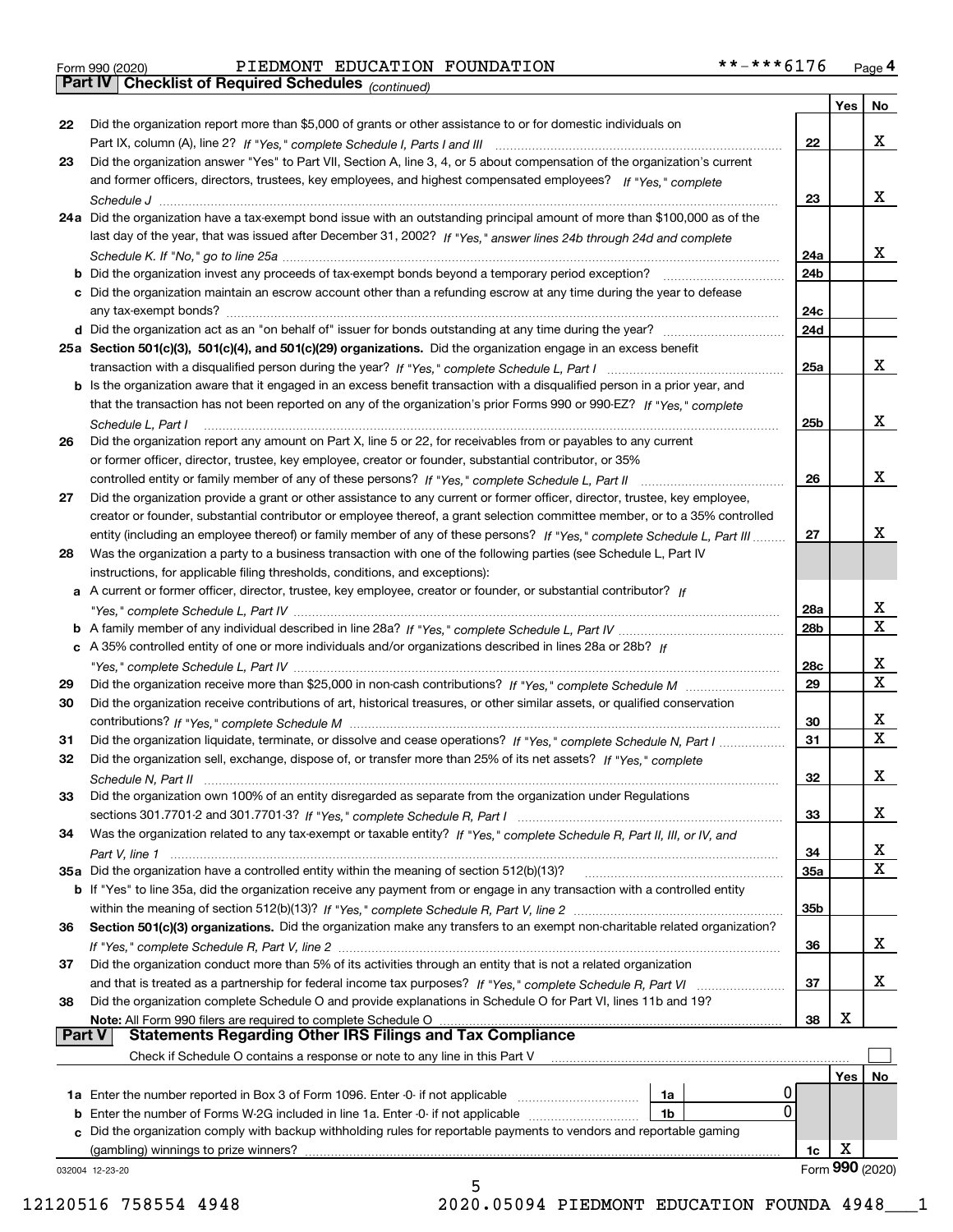Form 990 (2020) PIEDMONT EDUCATION FOUNDATION **-***6176 Page 4

**Part IV Checklist of Required Schedules** *(continued)*

| | | | Yes | No |
|---|---|---|---|---|
| 22 | Did the organization report more than $5,000 of grants or other assistance to or for domestic individuals on Part IX, column (A), line 2? *If "Yes," complete Schedule I, Parts I and III* | 22 | | X |
| 23 | Did the organization answer "Yes" to Part VII, Section A, line 3, 4, or 5 about compensation of the organization's current and former officers, directors, trustees, key employees, and highest compensated employees? *If "Yes," complete Schedule J* | 23 | | X |
| 24a | Did the organization have a tax-exempt bond issue with an outstanding principal amount of more than $100,000 as of the last day of the year, that was issued after December 31, 2002? *If "Yes," answer lines 24b through 24d and complete Schedule K. If "No," go to line 25a* | 24a | | X |
| b | Did the organization invest any proceeds of tax-exempt bonds beyond a temporary period exception? | 24b | | |
| c | Did the organization maintain an escrow account other than a refunding escrow at any time during the year to defease any tax-exempt bonds? | 24c | | |
| d | Did the organization act as an "on behalf of" issuer for bonds outstanding at any time during the year? | 24d | | |
| 25a | **Section 501(c)(3), 501(c)(4), and 501(c)(29) organizations.** Did the organization engage in an excess benefit transaction with a disqualified person during the year? *If "Yes," complete Schedule L, Part I* | 25a | | X |
| b | Is the organization aware that it engaged in an excess benefit transaction with a disqualified person in a prior year, and that the transaction has not been reported on any of the organization's prior Forms 990 or 990-EZ? *If "Yes," complete Schedule L, Part I* | 25b | | X |
| 26 | Did the organization report any amount on Part X, line 5 or 22, for receivables from or payables to any current or former officer, director, trustee, key employee, creator or founder, substantial contributor, or 35% controlled entity or family member of any of these persons? *If "Yes," complete Schedule L, Part II* | 26 | | X |
| 27 | Did the organization provide a grant or other assistance to any current or former officer, director, trustee, key employee, creator or founder, substantial contributor or employee thereof, a grant selection committee member, or to a 35% controlled entity (including an employee thereof) or family member of any of these persons? *If "Yes," complete Schedule L, Part III* | 27 | | X |
| 28 | Was the organization a party to a business transaction with one of the following parties (see Schedule L, Part IV instructions, for applicable filing thresholds, conditions, and exceptions): | | | |
| a | A current or former officer, director, trustee, key employee, creator or founder, or substantial contributor? *If "Yes," complete Schedule L, Part IV* | 28a | | X |
| b | A family member of any individual described in line 28a? *If "Yes," complete Schedule L, Part IV* | 28b | | X |
| c | A 35% controlled entity of one or more individuals and/or organizations described in lines 28a or 28b? *If "Yes," complete Schedule L, Part IV* | 28c | | X |
| 29 | Did the organization receive more than $25,000 in non-cash contributions? *If "Yes," complete Schedule M* | 29 | | X |
| 30 | Did the organization receive contributions of art, historical treasures, or other similar assets, or qualified conservation contributions? *If "Yes," complete Schedule M* | 30 | | X |
| 31 | Did the organization liquidate, terminate, or dissolve and cease operations? *If "Yes," complete Schedule N, Part I* | 31 | | X |
| 32 | Did the organization sell, exchange, dispose of, or transfer more than 25% of its net assets? *If "Yes," complete Schedule N, Part II* | 32 | | X |
| 33 | Did the organization own 100% of an entity disregarded as separate from the organization under Regulations sections 301.7701-2 and 301.7701-3? *If "Yes," complete Schedule R, Part I* | 33 | | X |
| 34 | Was the organization related to any tax-exempt or taxable entity? *If "Yes," complete Schedule R, Part II, III, or IV, and Part V, line 1* | 34 | | X |
| 35a | Did the organization have a controlled entity within the meaning of section 512(b)(13)? | 35a | | X |
| b | If "Yes" to line 35a, did the organization receive any payment from or engage in any transaction with a controlled entity within the meaning of section 512(b)(13)? *If "Yes," complete Schedule R, Part V, line 2* | 35b | | |
| 36 | **Section 501(c)(3) organizations.** Did the organization make any transfers to an exempt non-charitable related organization? *If "Yes," complete Schedule R, Part V, line 2* | 36 | | X |
| 37 | Did the organization conduct more than 5% of its activities through an entity that is not a related organization and that is treated as a partnership for federal income tax purposes? *If "Yes," complete Schedule R, Part VI* | 37 | | X |
| 38 | Did the organization complete Schedule O and provide explanations in Schedule O for Part VI, lines 11b and 19? **Note:** All Form 990 filers are required to complete Schedule O | 38 | X | |

**Part V Statements Regarding Other IRS Filings and Tax Compliance**

Check if Schedule O contains a response or note to any line in this Part V ☐

| | | | | | Yes | No |
|---|---|---|---|---|---|---|
| 1a | Enter the number reported in Box 3 of Form 1096. Enter -0- if not applicable | 1a | 0 | | | |
| b | Enter the number of Forms W-2G included in line 1a. Enter -0- if not applicable | 1b | 0 | | | |
| c | Did the organization comply with backup withholding rules for reportable payments to vendors and reportable gaming (gambling) winnings to prize winners? | | | 1c | X | |

032004 12-23-20

Form **990** (2020)

12120516 758554 4948 2020.05094 PIEDMONT EDUCATION FOUNDA 4948___1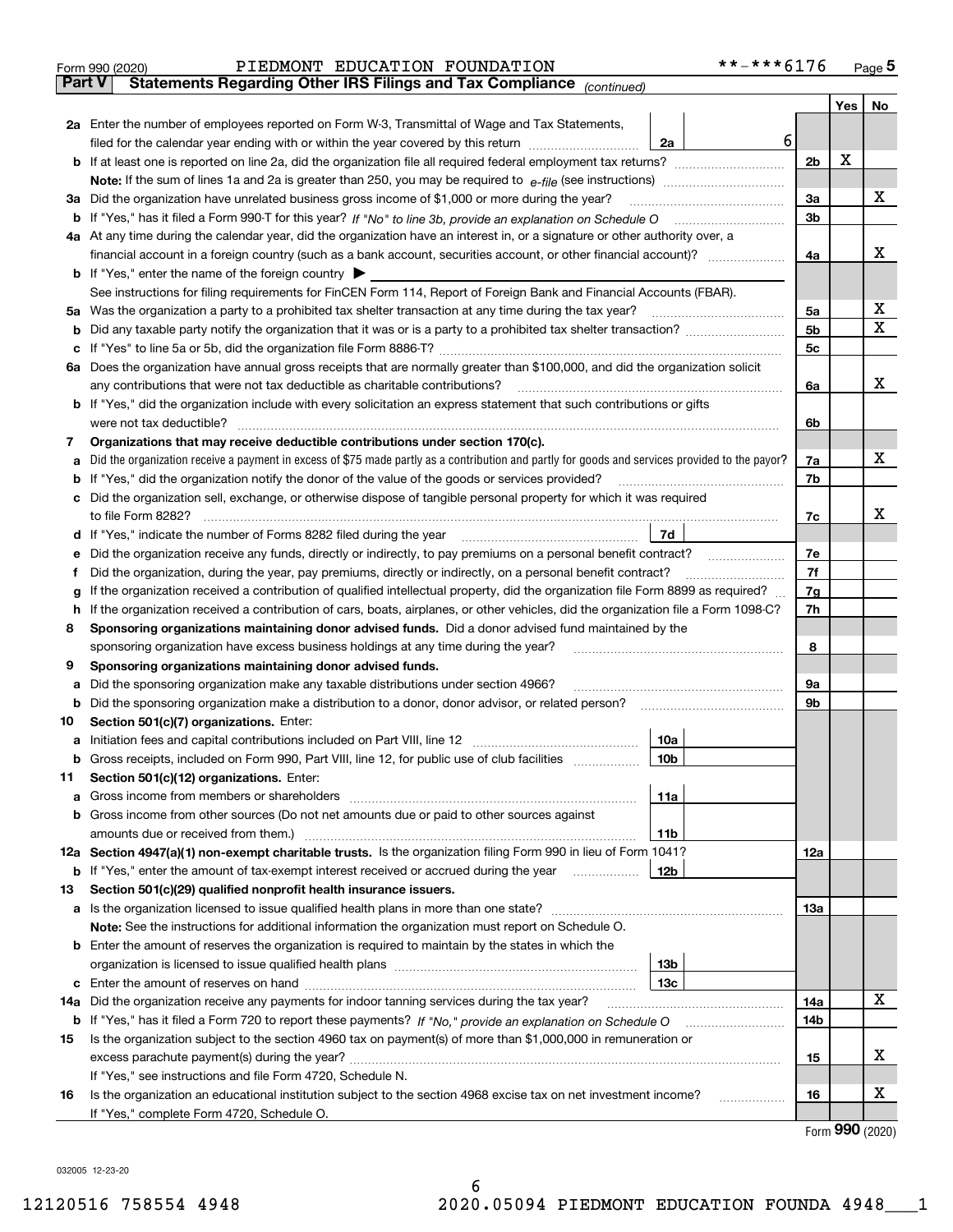Form 990 (2020) PIEDMONT EDUCATION FOUNDATION **-***6176 Page 5

**Part V Statements Regarding Other IRS Filings and Tax Compliance** *(continued)*

| | | | | Yes | No |
|---|---|---|---|---|---|
| **2a** | Enter the number of employees reported on Form W-3, Transmittal of Wage and Tax Statements, filed for the calendar year ending with or within the year covered by this return | 2a | 6 | | |
| **b** | If at least one is reported on line 2a, did the organization file all required federal employment tax returns? | | 2b | X | |
| | **Note:** If the sum of lines 1a and 2a is greater than 250, you may be required to *e-file* (see instructions) | | | | |
| **3a** | Did the organization have unrelated business gross income of $1,000 or more during the year? | | 3a | | X |
| **b** | If "Yes," has it filed a Form 990-T for this year? *If "No" to line 3b, provide an explanation on Schedule O* | | 3b | | |
| **4a** | At any time during the calendar year, did the organization have an interest in, or a signature or other authority over, a financial account in a foreign country (such as a bank account, securities account, or other financial account)? | | 4a | | X |
| **b** | If "Yes," enter the name of the foreign country ▶ | | | | |
| | See instructions for filing requirements for FinCEN Form 114, Report of Foreign Bank and Financial Accounts (FBAR). | | | | |
| **5a** | Was the organization a party to a prohibited tax shelter transaction at any time during the tax year? | | 5a | | X |
| **b** | Did any taxable party notify the organization that it was or is a party to a prohibited tax shelter transaction? | | 5b | | X |
| **c** | If "Yes" to line 5a or 5b, did the organization file Form 8886-T? | | 5c | | |
| **6a** | Does the organization have annual gross receipts that are normally greater than $100,000, and did the organization solicit any contributions that were not tax deductible as charitable contributions? | | 6a | | X |
| **b** | If "Yes," did the organization include with every solicitation an express statement that such contributions or gifts were not tax deductible? | | 6b | | |
| **7** | **Organizations that may receive deductible contributions under section 170(c).** | | | | |
| **a** | Did the organization receive a payment in excess of $75 made partly as a contribution and partly for goods and services provided to the payor? | | 7a | | X |
| **b** | If "Yes," did the organization notify the donor of the value of the goods or services provided? | | 7b | | |
| **c** | Did the organization sell, exchange, or otherwise dispose of tangible personal property for which it was required to file Form 8282? | | 7c | | X |
| **d** | If "Yes," indicate the number of Forms 8282 filed during the year | 7d | | | |
| **e** | Did the organization receive any funds, directly or indirectly, to pay premiums on a personal benefit contract? | | 7e | | |
| **f** | Did the organization, during the year, pay premiums, directly or indirectly, on a personal benefit contract? | | 7f | | |
| **g** | If the organization received a contribution of qualified intellectual property, did the organization file Form 8899 as required? | | 7g | | |
| **h** | If the organization received a contribution of cars, boats, airplanes, or other vehicles, did the organization file a Form 1098-C? | | 7h | | |
| **8** | **Sponsoring organizations maintaining donor advised funds.** Did a donor advised fund maintained by the sponsoring organization have excess business holdings at any time during the year? | | 8 | | |
| **9** | **Sponsoring organizations maintaining donor advised funds.** | | | | |
| **a** | Did the sponsoring organization make any taxable distributions under section 4966? | | 9a | | |
| **b** | Did the sponsoring organization make a distribution to a donor, donor advisor, or related person? | | 9b | | |
| **10** | **Section 501(c)(7) organizations.** Enter: | | | | |
| **a** | Initiation fees and capital contributions included on Part VIII, line 12 | 10a | | | |
| **b** | Gross receipts, included on Form 990, Part VIII, line 12, for public use of club facilities | 10b | | | |
| **11** | **Section 501(c)(12) organizations.** Enter: | | | | |
| **a** | Gross income from members or shareholders | 11a | | | |
| **b** | Gross income from other sources (Do not net amounts due or paid to other sources against amounts due or received from them.) | 11b | | | |
| **12a** | **Section 4947(a)(1) non-exempt charitable trusts.** Is the organization filing Form 990 in lieu of Form 1041? | | 12a | | |
| **b** | If "Yes," enter the amount of tax-exempt interest received or accrued during the year | 12b | | | |
| **13** | **Section 501(c)(29) qualified nonprofit health insurance issuers.** | | | | |
| **a** | Is the organization licensed to issue qualified health plans in more than one state? | | 13a | | |
| | **Note:** See the instructions for additional information the organization must report on Schedule O. | | | | |
| **b** | Enter the amount of reserves the organization is required to maintain by the states in which the organization is licensed to issue qualified health plans | 13b | | | |
| **c** | Enter the amount of reserves on hand | 13c | | | |
| **14a** | Did the organization receive any payments for indoor tanning services during the tax year? | | 14a | | X |
| **b** | If "Yes," has it filed a Form 720 to report these payments? *If "No," provide an explanation on Schedule O* | | 14b | | |
| **15** | Is the organization subject to the section 4960 tax on payment(s) of more than $1,000,000 in remuneration or excess parachute payment(s) during the year? | | 15 | | X |
| | If "Yes," see instructions and file Form 4720, Schedule N. | | | | |
| **16** | Is the organization an educational institution subject to the section 4968 excise tax on net investment income? | | 16 | | X |
| | If "Yes," complete Form 4720, Schedule O. | | | | |

Form **990** (2020)

032005 12-23-20

12120516 758554 4948 2020.05094 PIEDMONT EDUCATION FOUNDA 4948___1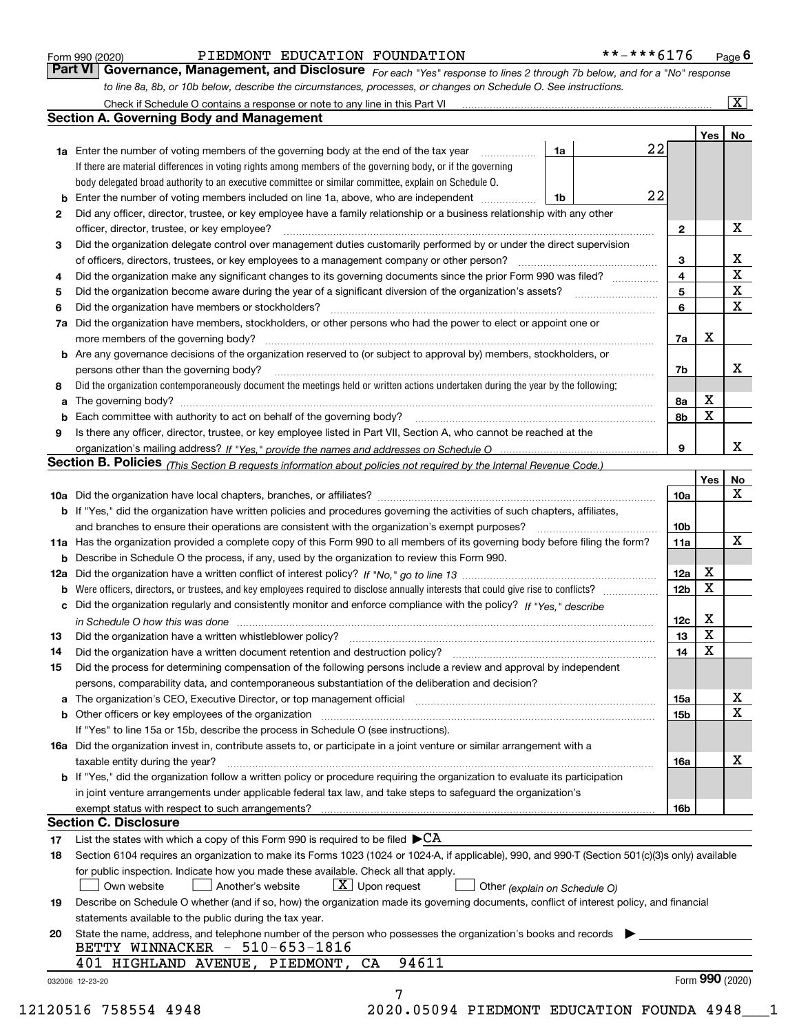Form 990 (2020) PIEDMONT EDUCATION FOUNDATION **-***6176 Page 6

## Part VI Governance, Management, and Disclosure

*For each "Yes" response to lines 2 through 7b below, and for a "No" response to line 8a, 8b, or 10b below, describe the circumstances, processes, or changes on Schedule O. See instructions.*

Check if Schedule O contains a response or note to any line in this Part VI ... [X]

### Section A. Governing Body and Management

| | | | | | Yes | No |
|---|---|---|---|---|---|---|
| 1a | Enter the number of voting members of the governing body at the end of the tax year. If there are material differences in voting rights among members of the governing body, or if the governing body delegated broad authority to an executive committee or similar committee, explain on Schedule O. | 1a | 22 | | | |
| b | Enter the number of voting members included on line 1a, above, who are independent | 1b | 22 | | | |
| 2 | Did any officer, director, trustee, or key employee have a family relationship or a business relationship with any other officer, director, trustee, or key employee? | | | 2 | | X |
| 3 | Did the organization delegate control over management duties customarily performed by or under the direct supervision of officers, directors, trustees, or key employees to a management company or other person? | | | 3 | | X |
| 4 | Did the organization make any significant changes to its governing documents since the prior Form 990 was filed? | | | 4 | | X |
| 5 | Did the organization become aware during the year of a significant diversion of the organization's assets? | | | 5 | | X |
| 6 | Did the organization have members or stockholders? | | | 6 | | X |
| 7a | Did the organization have members, stockholders, or other persons who had the power to elect or appoint one or more members of the governing body? | | | 7a | X | |
| b | Are any governance decisions of the organization reserved to (or subject to approval by) members, stockholders, or persons other than the governing body? | | | 7b | | X |
| 8 | Did the organization contemporaneously document the meetings held or written actions undertaken during the year by the following: | | | | | |
| a | The governing body? | | | 8a | X | |
| b | Each committee with authority to act on behalf of the governing body? | | | 8b | X | |
| 9 | Is there any officer, director, trustee, or key employee listed in Part VII, Section A, who cannot be reached at the organization's mailing address? *If "Yes," provide the names and addresses on Schedule O* | | | 9 | | X |

### Section B. Policies *(This Section B requests information about policies not required by the Internal Revenue Code.)*

| | | | Yes | No |
|---|---|---|---|---|
| 10a | Did the organization have local chapters, branches, or affiliates? | 10a | | X |
| b | If "Yes," did the organization have written policies and procedures governing the activities of such chapters, affiliates, and branches to ensure their operations are consistent with the organization's exempt purposes? | 10b | | |
| 11a | Has the organization provided a complete copy of this Form 990 to all members of its governing body before filing the form? | 11a | | X |
| b | Describe in Schedule O the process, if any, used by the organization to review this Form 990. | | | |
| 12a | Did the organization have a written conflict of interest policy? *If "No," go to line 13* | 12a | X | |
| b | Were officers, directors, or trustees, and key employees required to disclose annually interests that could give rise to conflicts? | 12b | X | |
| c | Did the organization regularly and consistently monitor and enforce compliance with the policy? *If "Yes," describe in Schedule O how this was done* | 12c | X | |
| 13 | Did the organization have a written whistleblower policy? | 13 | X | |
| 14 | Did the organization have a written document retention and destruction policy? | 14 | X | |
| 15 | Did the process for determining compensation of the following persons include a review and approval by independent persons, comparability data, and contemporaneous substantiation of the deliberation and decision? | | | |
| a | The organization's CEO, Executive Director, or top management official | 15a | | X |
| b | Other officers or key employees of the organization | 15b | | X |
| | If "Yes" to line 15a or 15b, describe the process in Schedule O (see instructions). | | | |
| 16a | Did the organization invest in, contribute assets to, or participate in a joint venture or similar arrangement with a taxable entity during the year? | 16a | | X |
| b | If "Yes," did the organization follow a written policy or procedure requiring the organization to evaluate its participation in joint venture arrangements under applicable federal tax law, and take steps to safeguard the organization's exempt status with respect to such arrangements? | 16b | | |

### Section C. Disclosure

17 List the states with which a copy of this Form 990 is required to be filed ▶ CA

18 Section 6104 requires an organization to make its Forms 1023 (1024 or 1024-A, if applicable), 990, and 990-T (Section 501(c)(3)s only) available for public inspection. Indicate how you made these available. Check all that apply.

[ ] Own website [ ] Another's website [X] Upon request [ ] Other *(explain on Schedule O)*

19 Describe on Schedule O whether (and if so, how) the organization made its governing documents, conflict of interest policy, and financial statements available to the public during the tax year.

20 State the name, address, and telephone number of the person who possesses the organization's books and records ▶

BETTY WINNACKER - 510-653-1816
401 HIGHLAND AVENUE, PIEDMONT, CA 94611

032006 12-23-20 Form 990 (2020)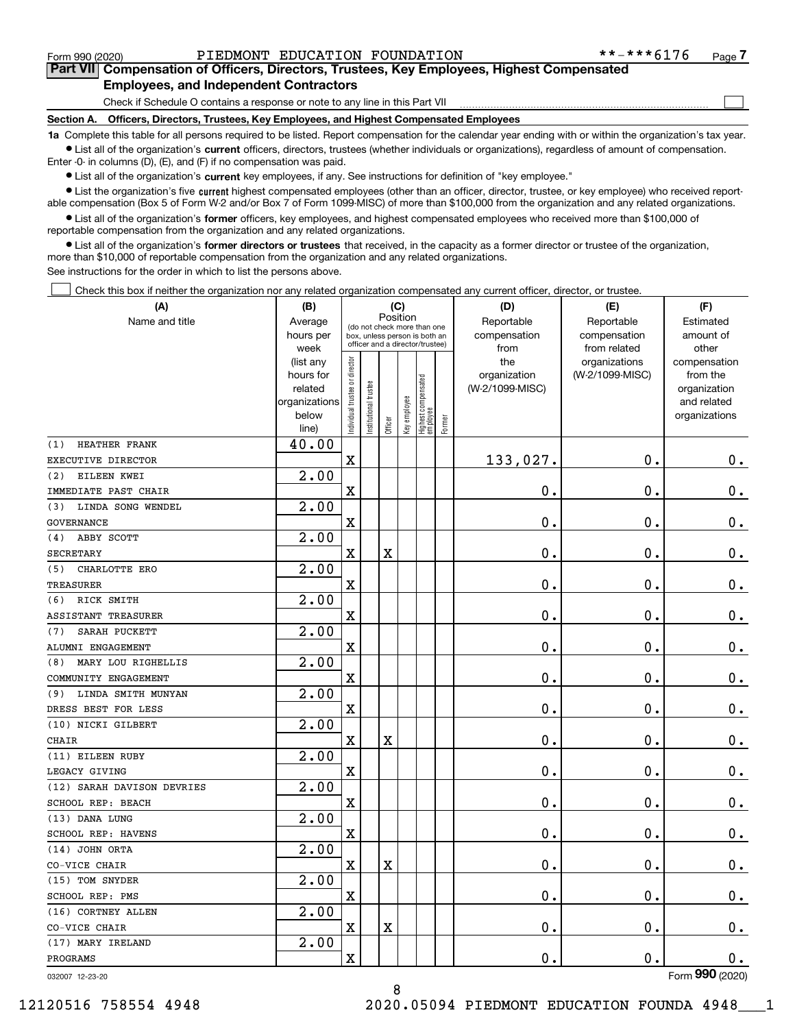Form 990 (2020) PIEDMONT EDUCATION FOUNDATION **-***6176 Page 7

**Part VII Compensation of Officers, Directors, Trustees, Key Employees, Highest Compensated Employees, and Independent Contractors**

Check if Schedule O contains a response or note to any line in this Part VII

**Section A. Officers, Directors, Trustees, Key Employees, and Highest Compensated Employees**

**1a** Complete this table for all persons required to be listed. Report compensation for the calendar year ending with or within the organization's tax year.

- List all of the organization's **current** officers, directors, trustees (whether individuals or organizations), regardless of amount of compensation. Enter -0- in columns (D), (E), and (F) if no compensation was paid.
- List all of the organization's **current** key employees, if any. See instructions for definition of "key employee."
- List the organization's five **current** highest compensated employees (other than an officer, director, trustee, or key employee) who received reportable compensation (Box 5 of Form W-2 and/or Box 7 of Form 1099-MISC) of more than $100,000 from the organization and any related organizations.
- List all of the organization's **former** officers, key employees, and highest compensated employees who received more than $100,000 of reportable compensation from the organization and any related organizations.
- List all of the organization's **former directors or trustees** that received, in the capacity as a former director or trustee of the organization, more than $10,000 of reportable compensation from the organization and any related organizations.

See instructions for the order in which to list the persons above.

Check this box if neither the organization nor any related organization compensated any current officer, director, or trustee.

| (A) Name and title | (B) Average hours per week (list any hours for related organizations below line) | (C) Position: Individual trustee or director | Institutional trustee | Officer | Key employee | Highest compensated employee | Former | (D) Reportable compensation from the organization (W-2/1099-MISC) | (E) Reportable compensation from related organizations (W-2/1099-MISC) | (F) Estimated amount of other compensation from the organization and related organizations |
|---|---|---|---|---|---|---|---|---|---|---|
| (1) HEATHER FRANK<br>EXECUTIVE DIRECTOR | 40.00 | X | | | | | | 133,027. | 0. | 0. |
| (2) EILEEN KWEI<br>IMMEDIATE PAST CHAIR | 2.00 | X | | | | | | 0. | 0. | 0. |
| (3) LINDA SONG WENDEL<br>GOVERNANCE | 2.00 | X | | | | | | 0. | 0. | 0. |
| (4) ABBY SCOTT<br>SECRETARY | 2.00 | X | | X | | | | 0. | 0. | 0. |
| (5) CHARLOTTE ERO<br>TREASURER | 2.00 | X | | | | | | 0. | 0. | 0. |
| (6) RICK SMITH<br>ASSISTANT TREASURER | 2.00 | X | | | | | | 0. | 0. | 0. |
| (7) SARAH PUCKETT<br>ALUMNI ENGAGEMENT | 2.00 | X | | | | | | 0. | 0. | 0. |
| (8) MARY LOU RIGHELLIS<br>COMMUNITY ENGAGEMENT | 2.00 | X | | | | | | 0. | 0. | 0. |
| (9) LINDA SMITH MUNYAN<br>DRESS BEST FOR LESS | 2.00 | X | | | | | | 0. | 0. | 0. |
| (10) NICKI GILBERT<br>CHAIR | 2.00 | X | | X | | | | 0. | 0. | 0. |
| (11) EILEEN RUBY<br>LEGACY GIVING | 2.00 | X | | | | | | 0. | 0. | 0. |
| (12) SARAH DAVISON DEVRIES<br>SCHOOL REP: BEACH | 2.00 | X | | | | | | 0. | 0. | 0. |
| (13) DANA LUNG<br>SCHOOL REP: HAVENS | 2.00 | X | | | | | | 0. | 0. | 0. |
| (14) JOHN ORTA<br>CO-VICE CHAIR | 2.00 | X | | X | | | | 0. | 0. | 0. |
| (15) TOM SNYDER<br>SCHOOL REP: PMS | 2.00 | X | | | | | | 0. | 0. | 0. |
| (16) CORTNEY ALLEN<br>CO-VICE CHAIR | 2.00 | X | | X | | | | 0. | 0. | 0. |
| (17) MARY IRELAND<br>PROGRAMS | 2.00 | X | | | | | | 0. | 0. | 0. |

032007 12-23-20 Form **990** (2020)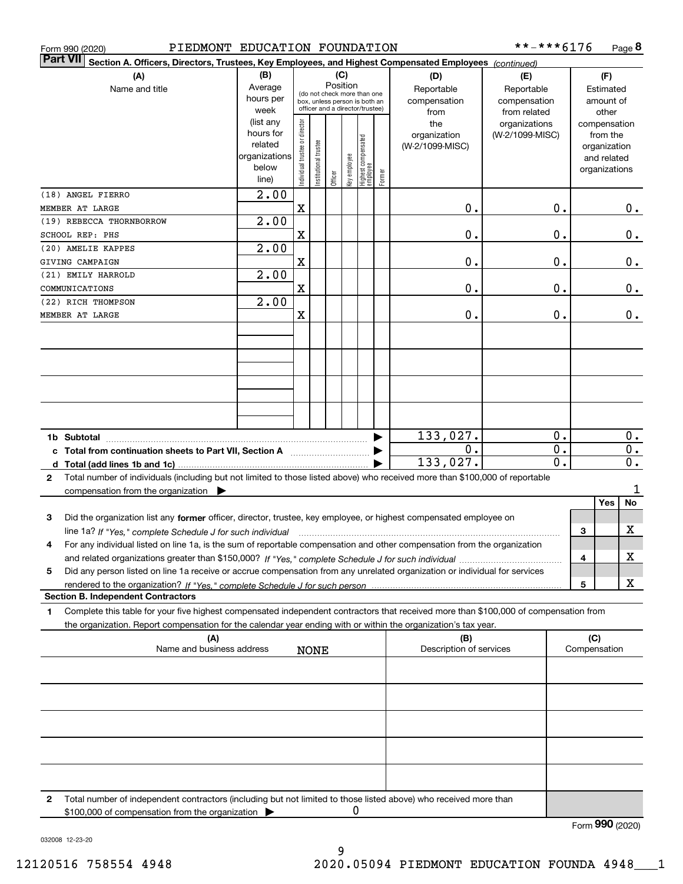Form 990 (2020) PIEDMONT EDUCATION FOUNDATION **-***6176 Page 8

**Part VII** **Section A. Officers, Directors, Trustees, Key Employees, and Highest Compensated Employees** *(continued)*

| (A) Name and title | (B) Average hours per week (list any hours for related organizations below line) | (C) Position: Individual trustee or director | Institutional trustee | Officer | Key employee | Highest compensated employee | Former | (D) Reportable compensation from the organization (W-2/1099-MISC) | (E) Reportable compensation from related organizations (W-2/1099-MISC) | (F) Estimated amount of other compensation from the organization and related organizations |
|---|---|---|---|---|---|---|---|---|---|---|
| (18) ANGEL FIERRO<br>MEMBER AT LARGE | 2.00 | X | | | | | | 0. | 0. | 0. |
| (19) REBECCA THORNBORROW<br>SCHOOL REP: PHS | 2.00 | X | | | | | | 0. | 0. | 0. |
| (20) AMELIE KAPPES<br>GIVING CAMPAIGN | 2.00 | X | | | | | | 0. | 0. | 0. |
| (21) EMILY HARROLD<br>COMMUNICATIONS | 2.00 | X | | | | | | 0. | 0. | 0. |
| (22) RICH THOMPSON<br>MEMBER AT LARGE | 2.00 | X | | | | | | 0. | 0. | 0. |
| **1b Subtotal** | | | | | | | | 133,027. | 0. | 0. |
| **c Total from continuation sheets to Part VII, Section A** | | | | | | | | 0. | 0. | 0. |
| **d Total (add lines 1b and 1c)** | | | | | | | | 133,027. | 0. | 0. |

**2** Total number of individuals (including but not limited to those listed above) who received more than $100,000 of reportable compensation from the organization ▶ 1

| | | | Yes | No |
|---|---|---|---|---|
| **3** | Did the organization list any **former** officer, director, trustee, key employee, or highest compensated employee on line 1a? *If "Yes," complete Schedule J for such individual* | 3 | | X |
| **4** | For any individual listed on line 1a, is the sum of reportable compensation and other compensation from the organization and related organizations greater than $150,000? *If "Yes," complete Schedule J for such individual* | 4 | | X |
| **5** | Did any person listed on line 1a receive or accrue compensation from any unrelated organization or individual for services rendered to the organization? *If "Yes," complete Schedule J for such person* | 5 | | X |

**Section B. Independent Contractors**

**1** Complete this table for your five highest compensated independent contractors that received more than $100,000 of compensation from the organization. Report compensation for the calendar year ending with or within the organization's tax year.

| (A) Name and business address | (B) Description of services | (C) Compensation |
|---|---|---|
| NONE | | |
| | | |
| | | |
| | | |
| | | |

**2** Total number of independent contractors (including but not limited to those listed above) who received more than $100,000 of compensation from the organization ▶ 0

Form **990** (2020)

032008 12-23-20

12120516 758554 4948 2020.05094 PIEDMONT EDUCATION FOUNDA 4948___1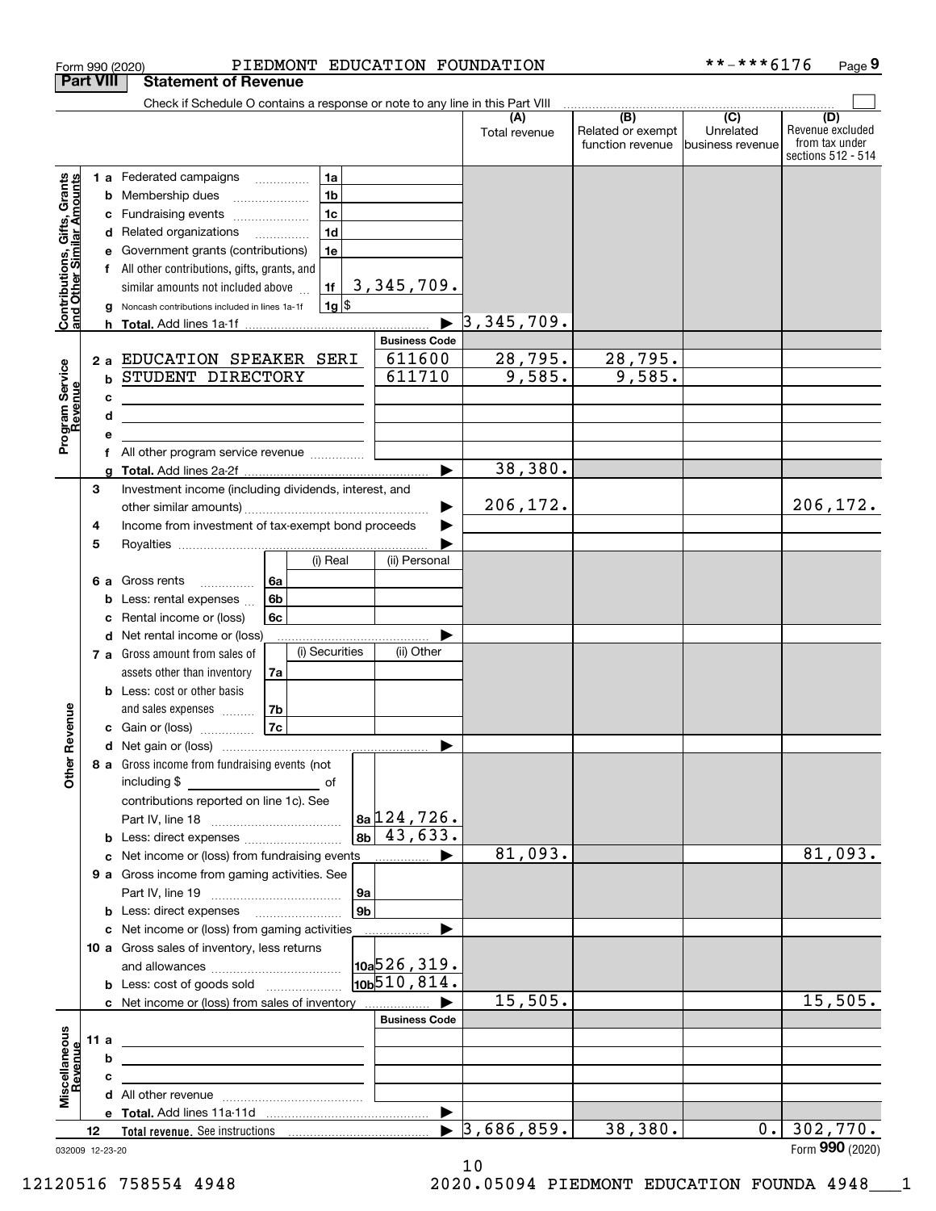Form 990 (2020) PIEDMONT EDUCATION FOUNDATION **-***6176 Page 9

## Part VIII Statement of Revenue

Check if Schedule O contains a response or note to any line in this Part VIII

| | | | | (A) Total revenue | (B) Related or exempt function revenue | (C) Unrelated business revenue | (D) Revenue excluded from tax under sections 512 - 514 |
|---|---|---|---|---|---|---|---|
| **Contributions, Gifts, Grants and Other Similar Amounts** | 1 a | Federated campaigns | 1a | | | | |
| | b | Membership dues | 1b | | | | |
| | c | Fundraising events | 1c | | | | |
| | d | Related organizations | 1d | | | | |
| | e | Government grants (contributions) | 1e | | | | |
| | f | All other contributions, gifts, grants, and similar amounts not included above | 1f 3,345,709. | | | | |
| | g | Noncash contributions included in lines 1a-1f | 1g $ | | | | |
| | h | **Total.** Add lines 1a-1f | | 3,345,709. | | | |
| **Program Service Revenue** | | | **Business Code** | | | | |
| | 2 a | EDUCATION SPEAKER SERI | 611600 | 28,795. | 28,795. | | |
| | b | STUDENT DIRECTORY | 611710 | 9,585. | 9,585. | | |
| | c | | | | | | |
| | d | | | | | | |
| | e | | | | | | |
| | f | All other program service revenue | | | | | |
| | g | **Total.** Add lines 2a-2f | | 38,380. | | | |
| **Other Revenue** | 3 | Investment income (including dividends, interest, and other similar amounts) | | 206,172. | | | 206,172. |
| | 4 | Income from investment of tax-exempt bond proceeds | | | | | |
| | 5 | Royalties | | | | | |
| | | | (i) Real / (ii) Personal | | | | |
| | 6 a | Gross rents | 6a | | | | |
| | b | Less: rental expenses | 6b | | | | |
| | c | Rental income or (loss) | 6c | | | | |
| | d | Net rental income or (loss) | | | | | |
| | | | (i) Securities / (ii) Other | | | | |
| | 7 a | Gross amount from sales of assets other than inventory | 7a | | | | |
| | b | Less: cost or other basis and sales expenses | 7b | | | | |
| | c | Gain or (loss) | 7c | | | | |
| | d | Net gain or (loss) | | | | | |
| | 8 a | Gross income from fundraising events (not including $ of contributions reported on line 1c). See Part IV, line 18 | 8a 124,726. | | | | |
| | b | Less: direct expenses | 8b 43,633. | | | | |
| | c | Net income or (loss) from fundraising events | | 81,093. | | | 81,093. |
| | 9 a | Gross income from gaming activities. See Part IV, line 19 | 9a | | | | |
| | b | Less: direct expenses | 9b | | | | |
| | c | Net income or (loss) from gaming activities | | | | | |
| | 10 a | Gross sales of inventory, less returns and allowances | 10a 526,319. | | | | |
| | b | Less: cost of goods sold | 10b 510,814. | | | | |
| | c | Net income or (loss) from sales of inventory | | 15,505. | | | 15,505. |
| **Miscellaneous Revenue** | | | **Business Code** | | | | |
| | 11 a | | | | | | |
| | b | | | | | | |
| | c | | | | | | |
| | d | All other revenue | | | | | |
| | e | **Total.** Add lines 11a-11d | | | | | |
| | 12 | **Total revenue.** See instructions | | 3,686,859. | 38,380. | 0. | 302,770. |

032009 12-23-20 Form **990** (2020)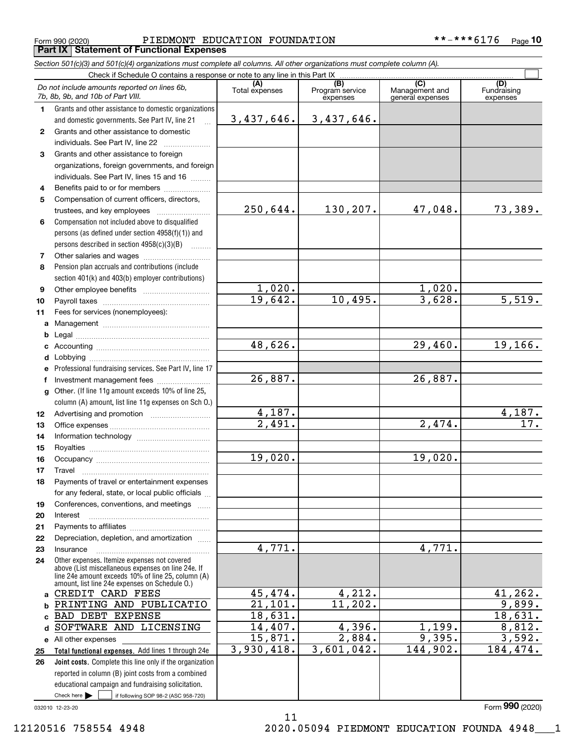Form 990 (2020) PIEDMONT EDUCATION FOUNDATION \*\*-\*\*\*6176 Page 10

**Part IX Statement of Functional Expenses**

*Section 501(c)(3) and 501(c)(4) organizations must complete all columns. All other organizations must complete column (A).*

Check if Schedule O contains a response or note to any line in this Part IX ☐

| | *Do not include amounts reported on lines 6b, 7b, 8b, 9b, and 10b of Part VIII.* | (A) Total expenses | (B) Program service expenses | (C) Management and general expenses | (D) Fundraising expenses |
|---|---|---|---|---|---|
| 1 | Grants and other assistance to domestic organizations and domestic governments. See Part IV, line 21 | 3,437,646. | 3,437,646. | | |
| 2 | Grants and other assistance to domestic individuals. See Part IV, line 22 | | | | |
| 3 | Grants and other assistance to foreign organizations, foreign governments, and foreign individuals. See Part IV, lines 15 and 16 | | | | |
| 4 | Benefits paid to or for members | | | | |
| 5 | Compensation of current officers, directors, trustees, and key employees | 250,644. | 130,207. | 47,048. | 73,389. |
| 6 | Compensation not included above to disqualified persons (as defined under section 4958(f)(1)) and persons described in section 4958(c)(3)(B) | | | | |
| 7 | Other salaries and wages | | | | |
| 8 | Pension plan accruals and contributions (include section 401(k) and 403(b) employer contributions) | | | | |
| 9 | Other employee benefits | 1,020. | | 1,020. | |
| 10 | Payroll taxes | 19,642. | 10,495. | 3,628. | 5,519. |
| 11 | Fees for services (nonemployees): | | | | |
| a | Management | | | | |
| b | Legal | | | | |
| c | Accounting | 48,626. | | 29,460. | 19,166. |
| d | Lobbying | | | | |
| e | Professional fundraising services. See Part IV, line 17 | | | | |
| f | Investment management fees | 26,887. | | 26,887. | |
| g | Other. (If line 11g amount exceeds 10% of line 25, column (A) amount, list line 11g expenses on Sch O.) | | | | |
| 12 | Advertising and promotion | 4,187. | | | 4,187. |
| 13 | Office expenses | 2,491. | | 2,474. | 17. |
| 14 | Information technology | | | | |
| 15 | Royalties | | | | |
| 16 | Occupancy | 19,020. | | 19,020. | |
| 17 | Travel | | | | |
| 18 | Payments of travel or entertainment expenses for any federal, state, or local public officials | | | | |
| 19 | Conferences, conventions, and meetings | | | | |
| 20 | Interest | | | | |
| 21 | Payments to affiliates | | | | |
| 22 | Depreciation, depletion, and amortization | | | | |
| 23 | Insurance | 4,771. | | 4,771. | |
| 24 | Other expenses. Itemize expenses not covered above (List miscellaneous expenses on line 24e. If line 24e amount exceeds 10% of line 25, column (A) amount, list line 24e expenses on Schedule O.) | | | | |
| a | CREDIT CARD FEES | 45,474. | 4,212. | | 41,262. |
| b | PRINTING AND PUBLICATIO | 21,101. | 11,202. | | 9,899. |
| c | BAD DEBT EXPENSE | 18,631. | | | 18,631. |
| d | SOFTWARE AND LICENSING | 14,407. | 4,396. | 1,199. | 8,812. |
| e | All other expenses | 15,871. | 2,884. | 9,395. | 3,592. |
| 25 | **Total functional expenses.** Add lines 1 through 24e | 3,930,418. | 3,601,042. | 144,902. | 184,474. |
| 26 | **Joint costs.** Complete this line only if the organization reported in column (B) joint costs from a combined educational campaign and fundraising solicitation. Check here ☐ if following SOP 98-2 (ASC 958-720) | | | | |

032010 12-23-20

Form **990** (2020)

12120516 758554 4948 2020.05094 PIEDMONT EDUCATION FOUNDA 4948\_\_\_1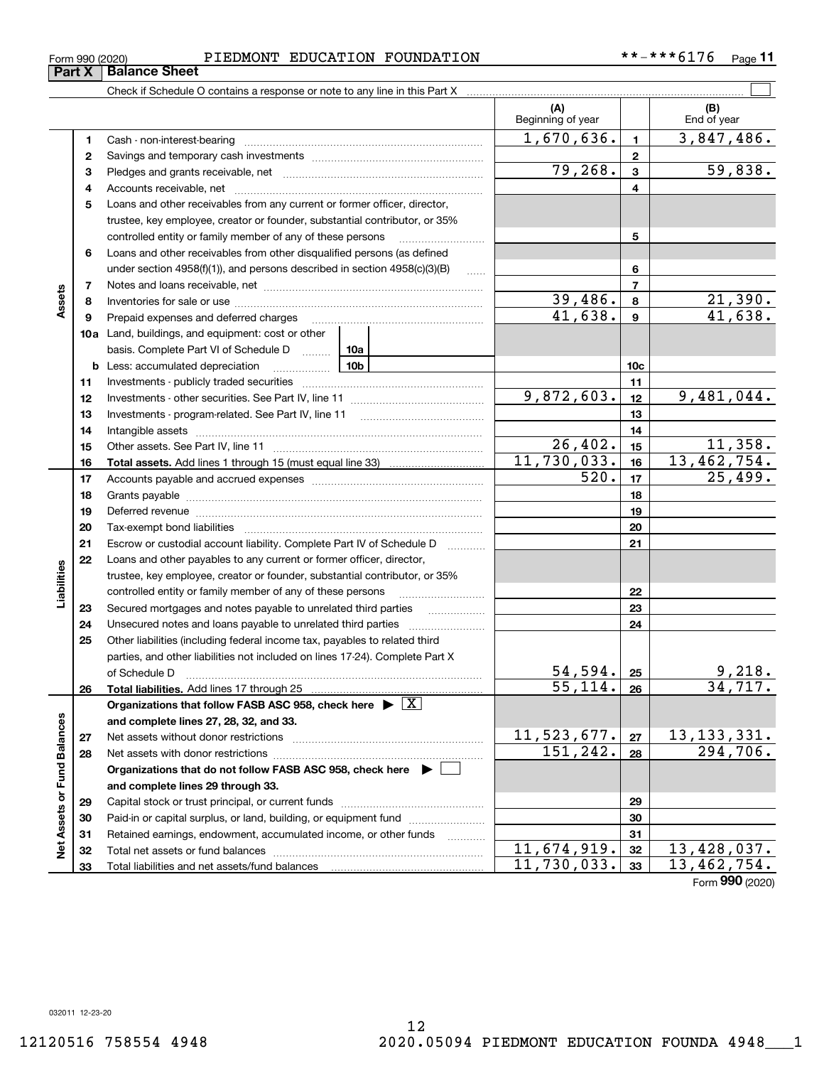Form 990 (2020) PIEDMONT EDUCATION FOUNDATION **-***6176 Page 11

## Part X Balance Sheet

Check if Schedule O contains a response or note to any line in this Part X ☐

| | | | (A) Beginning of year | | (B) End of year |
|---|---|---|---|---|---|
| **Assets** | 1 | Cash - non-interest-bearing | 1,670,636. | 1 | 3,847,486. |
| | 2 | Savings and temporary cash investments | | 2 | |
| | 3 | Pledges and grants receivable, net | 79,268. | 3 | 59,838. |
| | 4 | Accounts receivable, net | | 4 | |
| | 5 | Loans and other receivables from any current or former officer, director, trustee, key employee, creator or founder, substantial contributor, or 35% controlled entity or family member of any of these persons | | 5 | |
| | 6 | Loans and other receivables from other disqualified persons (as defined under section 4958(f)(1)), and persons described in section 4958(c)(3)(B) | | 6 | |
| | 7 | Notes and loans receivable, net | | 7 | |
| | 8 | Inventories for sale or use | 39,486. | 8 | 21,390. |
| | 9 | Prepaid expenses and deferred charges | 41,638. | 9 | 41,638. |
| | 10a | Land, buildings, and equipment: cost or other basis. Complete Part VI of Schedule D ... 10a | | | |
| | b | Less: accumulated depreciation ... 10b | | 10c | |
| | 11 | Investments - publicly traded securities | | 11 | |
| | 12 | Investments - other securities. See Part IV, line 11 | 9,872,603. | 12 | 9,481,044. |
| | 13 | Investments - program-related. See Part IV, line 11 | | 13 | |
| | 14 | Intangible assets | | 14 | |
| | 15 | Other assets. See Part IV, line 11 | 26,402. | 15 | 11,358. |
| | 16 | **Total assets.** Add lines 1 through 15 (must equal line 33) | 11,730,033. | 16 | 13,462,754. |
| **Liabilities** | 17 | Accounts payable and accrued expenses | 520. | 17 | 25,499. |
| | 18 | Grants payable | | 18 | |
| | 19 | Deferred revenue | | 19 | |
| | 20 | Tax-exempt bond liabilities | | 20 | |
| | 21 | Escrow or custodial account liability. Complete Part IV of Schedule D | | 21 | |
| | 22 | Loans and other payables to any current or former officer, director, trustee, key employee, creator or founder, substantial contributor, or 35% controlled entity or family member of any of these persons | | 22 | |
| | 23 | Secured mortgages and notes payable to unrelated third parties | | 23 | |
| | 24 | Unsecured notes and loans payable to unrelated third parties | | 24 | |
| | 25 | Other liabilities (including federal income tax, payables to related third parties, and other liabilities not included on lines 17-24). Complete Part X of Schedule D | 54,594. | 25 | 9,218. |
| | 26 | **Total liabilities.** Add lines 17 through 25 | 55,114. | 26 | 34,717. |
| **Net Assets or Fund Balances** | | **Organizations that follow FASB ASC 958, check here ▶ ☒ and complete lines 27, 28, 32, and 33.** | | | |
| | 27 | Net assets without donor restrictions | 11,523,677. | 27 | 13,133,331. |
| | 28 | Net assets with donor restrictions | 151,242. | 28 | 294,706. |
| | | **Organizations that do not follow FASB ASC 958, check here ▶ ☐ and complete lines 29 through 33.** | | | |
| | 29 | Capital stock or trust principal, or current funds | | 29 | |
| | 30 | Paid-in or capital surplus, or land, building, or equipment fund | | 30 | |
| | 31 | Retained earnings, endowment, accumulated income, or other funds | | 31 | |
| | 32 | Total net assets or fund balances | 11,674,919. | 32 | 13,428,037. |
| | 33 | Total liabilities and net assets/fund balances | 11,730,033. | 33 | 13,462,754. |

Form **990** (2020)

032011 12-23-20

12120516 758554 4948 2020.05094 PIEDMONT EDUCATION FOUNDA 4948___1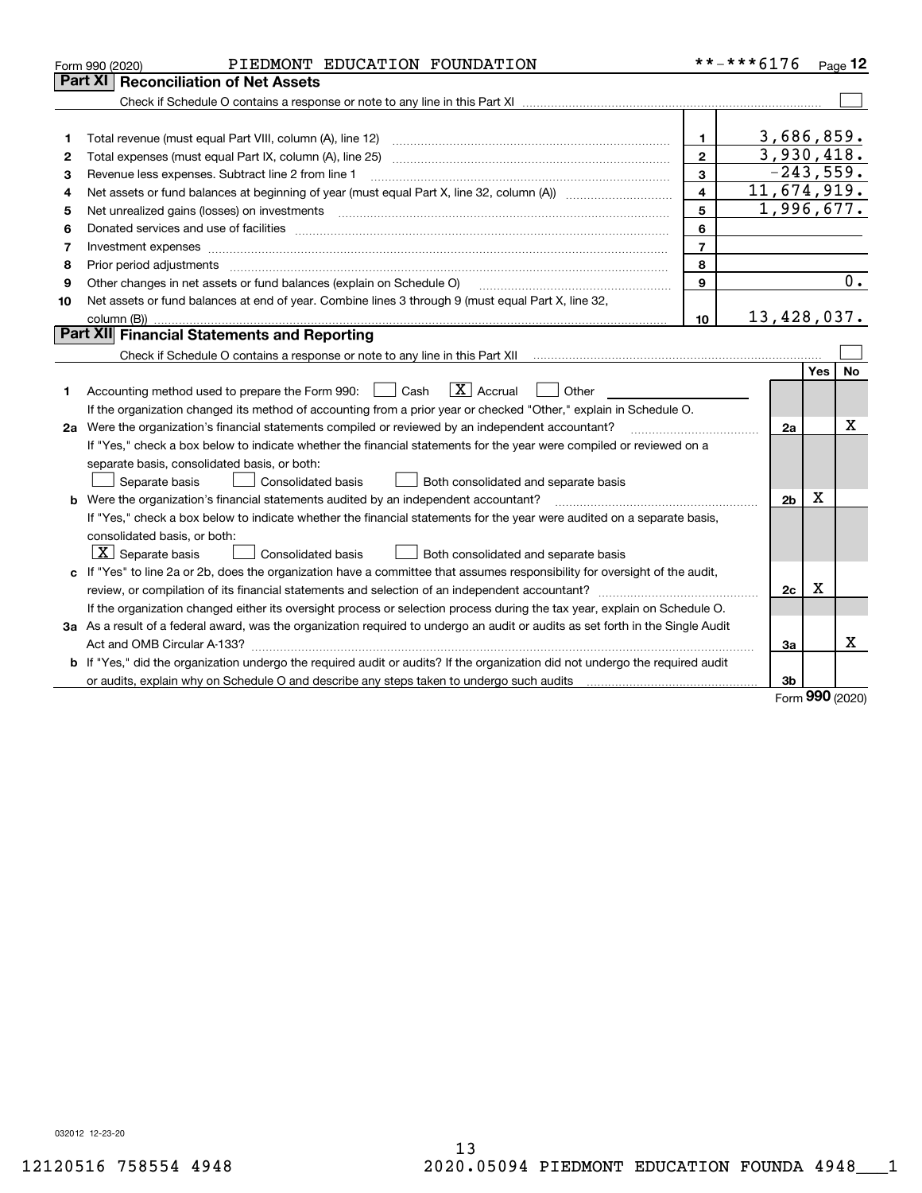Form 990 (2020) PIEDMONT EDUCATION FOUNDATION **-***6176 Page 12

## Part XI Reconciliation of Net Assets

Check if Schedule O contains a response or note to any line in this Part XI ☐

| | | | |
|---|---|---|---|
| 1 | Total revenue (must equal Part VIII, column (A), line 12) | 1 | 3,686,859. |
| 2 | Total expenses (must equal Part IX, column (A), line 25) | 2 | 3,930,418. |
| 3 | Revenue less expenses. Subtract line 2 from line 1 | 3 | -243,559. |
| 4 | Net assets or fund balances at beginning of year (must equal Part X, line 32, column (A)) | 4 | 11,674,919. |
| 5 | Net unrealized gains (losses) on investments | 5 | 1,996,677. |
| 6 | Donated services and use of facilities | 6 | |
| 7 | Investment expenses | 7 | |
| 8 | Prior period adjustments | 8 | |
| 9 | Other changes in net assets or fund balances (explain on Schedule O) | 9 | 0. |
| 10 | Net assets or fund balances at end of year. Combine lines 3 through 9 (must equal Part X, line 32, column (B)) | 10 | 13,428,037. |

## Part XII Financial Statements and Reporting

Check if Schedule O contains a response or note to any line in this Part XII ☐

| | | | Yes | No |
|---|---|---|---|---|
| 1 | Accounting method used to prepare the Form 990: ☐ Cash ☒ Accrual ☐ Other<br>If the organization changed its method of accounting from a prior year or checked "Other," explain in Schedule O. | | | |
| 2a | Were the organization's financial statements compiled or reviewed by an independent accountant?<br>If "Yes," check a box below to indicate whether the financial statements for the year were compiled or reviewed on a separate basis, consolidated basis, or both:<br>☐ Separate basis ☐ Consolidated basis ☐ Both consolidated and separate basis | 2a | | X |
| b | Were the organization's financial statements audited by an independent accountant?<br>If "Yes," check a box below to indicate whether the financial statements for the year were audited on a separate basis, consolidated basis, or both:<br>☒ Separate basis ☐ Consolidated basis ☐ Both consolidated and separate basis | 2b | X | |
| c | If "Yes" to line 2a or 2b, does the organization have a committee that assumes responsibility for oversight of the audit, review, or compilation of its financial statements and selection of an independent accountant?<br>If the organization changed either its oversight process or selection process during the tax year, explain on Schedule O. | 2c | X | |
| 3a | As a result of a federal award, was the organization required to undergo an audit or audits as set forth in the Single Audit Act and OMB Circular A-133? | 3a | | X |
| b | If "Yes," did the organization undergo the required audit or audits? If the organization did not undergo the required audit or audits, explain why on Schedule O and describe any steps taken to undergo such audits | 3b | | |

Form **990** (2020)

032012 12-23-20

12120516 758554 4948 2020.05094 PIEDMONT EDUCATION FOUNDA 4948___1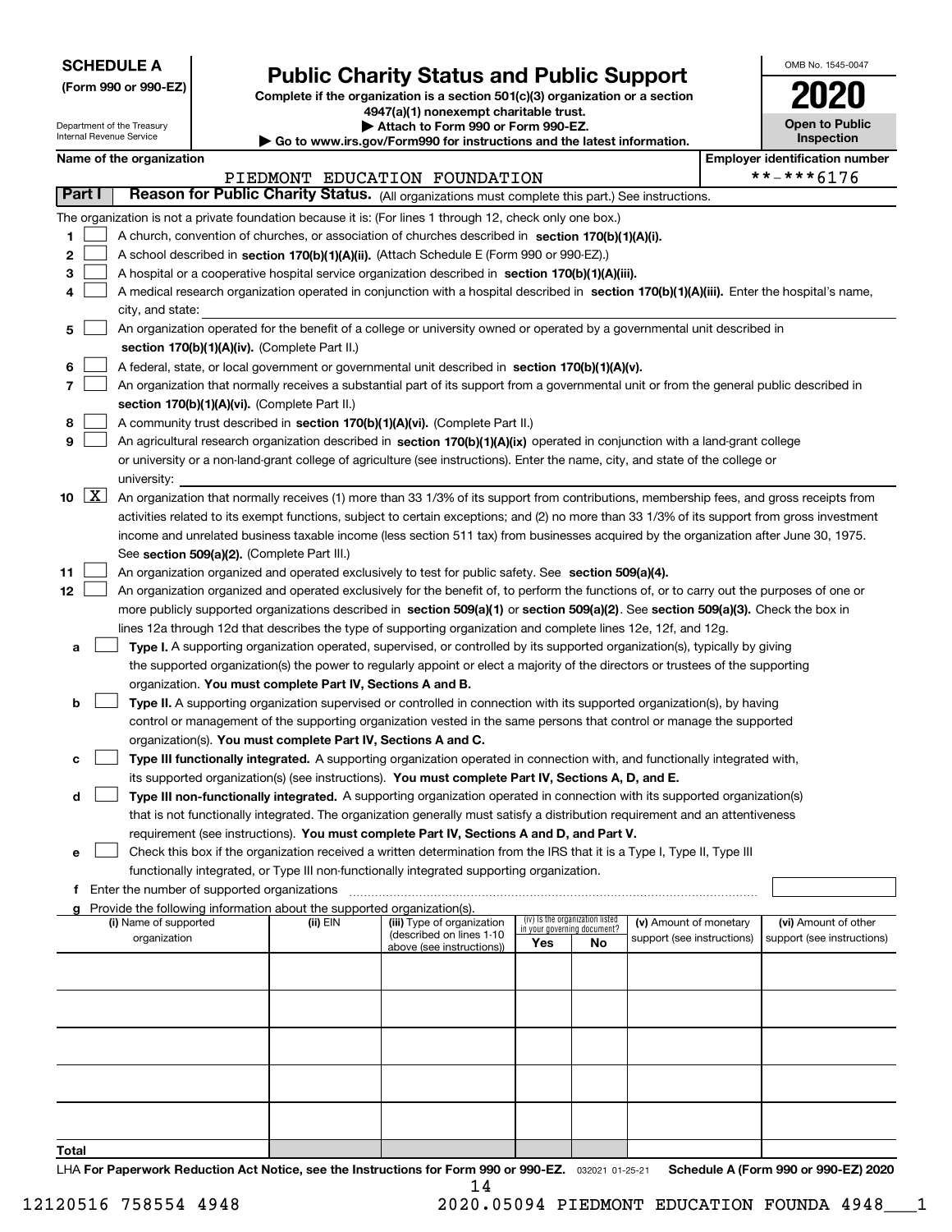**SCHEDULE A**
**(Form 990 or 990-EZ)**

Department of the Treasury
Internal Revenue Service

# Public Charity Status and Public Support

**Complete if the organization is a section 501(c)(3) organization or a section 4947(a)(1) nonexempt charitable trust.**
**▶ Attach to Form 990 or Form 990-EZ.**
**▶ Go to www.irs.gov/Form990 for instructions and the latest information.**

OMB No. 1545-0047
**2020**
**Open to Public Inspection**

**Name of the organization**: PIEDMONT EDUCATION FOUNDATION
**Employer identification number**: **-***6176

**Part I** **Reason for Public Charity Status.** (All organizations must complete this part.) See instructions.

The organization is not a private foundation because it is: (For lines 1 through 12, check only one box.)

1 [ ] A church, convention of churches, or association of churches described in **section 170(b)(1)(A)(i).**

2 [ ] A school described in **section 170(b)(1)(A)(ii).** (Attach Schedule E (Form 990 or 990-EZ).)

3 [ ] A hospital or a cooperative hospital service organization described in **section 170(b)(1)(A)(iii).**

4 [ ] A medical research organization operated in conjunction with a hospital described in **section 170(b)(1)(A)(iii).** Enter the hospital's name, city, and state:

5 [ ] An organization operated for the benefit of a college or university owned or operated by a governmental unit described in **section 170(b)(1)(A)(iv).** (Complete Part II.)

6 [ ] A federal, state, or local government or governmental unit described in **section 170(b)(1)(A)(v).**

7 [ ] An organization that normally receives a substantial part of its support from a governmental unit or from the general public described in **section 170(b)(1)(A)(vi).** (Complete Part II.)

8 [ ] A community trust described in **section 170(b)(1)(A)(vi).** (Complete Part II.)

9 [ ] An agricultural research organization described in **section 170(b)(1)(A)(ix)** operated in conjunction with a land-grant college or university or a non-land-grant college of agriculture (see instructions). Enter the name, city, and state of the college or university:

10 [X] An organization that normally receives (1) more than 33 1/3% of its support from contributions, membership fees, and gross receipts from activities related to its exempt functions, subject to certain exceptions; and (2) no more than 33 1/3% of its support from gross investment income and unrelated business taxable income (less section 511 tax) from businesses acquired by the organization after June 30, 1975. See **section 509(a)(2).** (Complete Part III.)

11 [ ] An organization organized and operated exclusively to test for public safety. See **section 509(a)(4).**

12 [ ] An organization organized and operated exclusively for the benefit of, to perform the functions of, or to carry out the purposes of one or more publicly supported organizations described in **section 509(a)(1)** or **section 509(a)(2)**. See **section 509(a)(3).** Check the box in lines 12a through 12d that describes the type of supporting organization and complete lines 12e, 12f, and 12g.

a [ ] **Type I.** A supporting organization operated, supervised, or controlled by its supported organization(s), typically by giving the supported organization(s) the power to regularly appoint or elect a majority of the directors or trustees of the supporting organization. **You must complete Part IV, Sections A and B.**

b [ ] **Type II.** A supporting organization supervised or controlled in connection with its supported organization(s), by having control or management of the supporting organization vested in the same persons that control or manage the supported organization(s). **You must complete Part IV, Sections A and C.**

c [ ] **Type III functionally integrated.** A supporting organization operated in connection with, and functionally integrated with, its supported organization(s) (see instructions). **You must complete Part IV, Sections A, D, and E.**

d [ ] **Type III non-functionally integrated.** A supporting organization operated in connection with its supported organization(s) that is not functionally integrated. The organization generally must satisfy a distribution requirement and an attentiveness requirement (see instructions). **You must complete Part IV, Sections A and D, and Part V.**

e [ ] Check this box if the organization received a written determination from the IRS that it is a Type I, Type II, Type III functionally integrated, or Type III non-functionally integrated supporting organization.

f Enter the number of supported organizations

g Provide the following information about the supported organization(s).

| (i) Name of supported organization | (ii) EIN | (iii) Type of organization (described on lines 1-10 above (see instructions)) | (iv) Is the organization listed in your governing document? Yes | No | (v) Amount of monetary support (see instructions) | (vi) Amount of other support (see instructions) |
|---|---|---|---|---|---|---|
| | | | | | | |
| | | | | | | |
| | | | | | | |
| | | | | | | |
| | | | | | | |
| **Total** | | | | | | |

LHA **For Paperwork Reduction Act Notice, see the Instructions for Form 990 or 990-EZ.** 032021 01-25-21 **Schedule A (Form 990 or 990-EZ) 2020**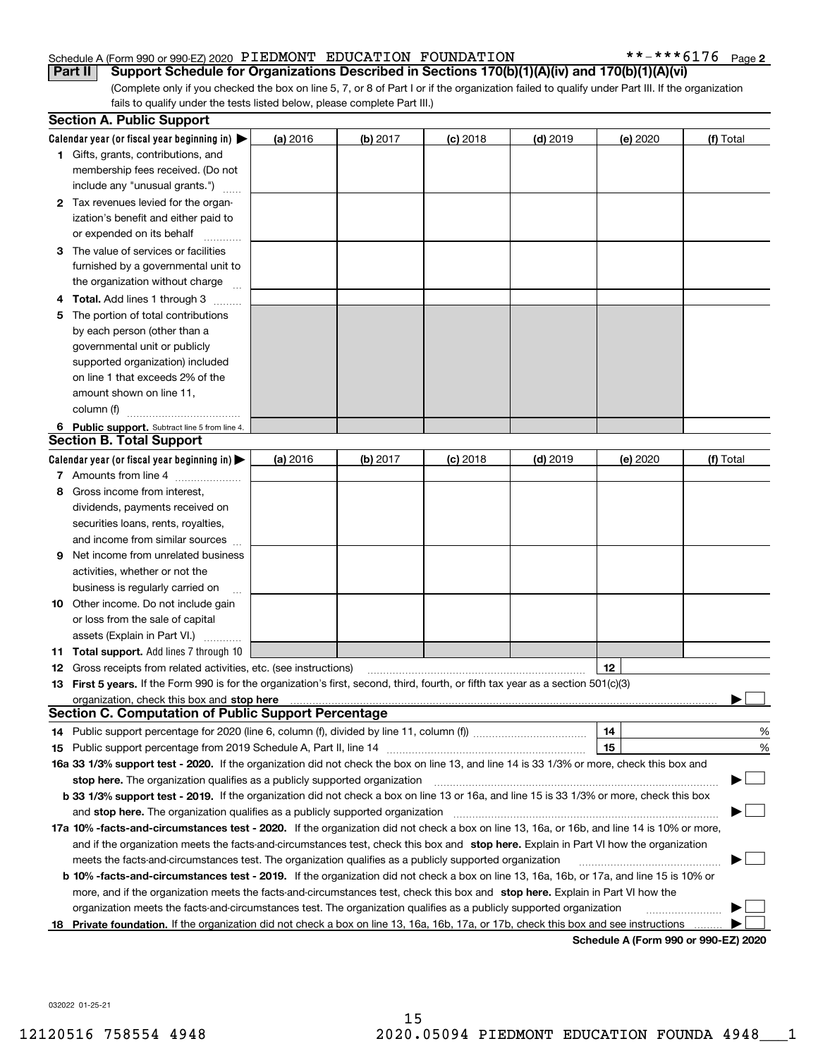Schedule A (Form 990 or 990-EZ) 2020 PIEDMONT EDUCATION FOUNDATION **-***6176 Page 2

## Part II Support Schedule for Organizations Described in Sections 170(b)(1)(A)(iv) and 170(b)(1)(A)(vi)

(Complete only if you checked the box on line 5, 7, or 8 of Part I or if the organization failed to qualify under Part III. If the organization fails to qualify under the tests listed below, please complete Part III.)

### Section A. Public Support

| Calendar year (or fiscal year beginning in) ▶ | (a) 2016 | (b) 2017 | (c) 2018 | (d) 2019 | (e) 2020 | (f) Total |
|---|---|---|---|---|---|---|
| **1** Gifts, grants, contributions, and membership fees received. (Do not include any "unusual grants.") | | | | | | |
| **2** Tax revenues levied for the organization's benefit and either paid to or expended on its behalf | | | | | | |
| **3** The value of services or facilities furnished by a governmental unit to the organization without charge | | | | | | |
| **4 Total.** Add lines 1 through 3 | | | | | | |
| **5** The portion of total contributions by each person (other than a governmental unit or publicly supported organization) included on line 1 that exceeds 2% of the amount shown on line 11, column (f) | | | | | | |
| **6 Public support.** Subtract line 5 from line 4. | | | | | | |

### Section B. Total Support

| Calendar year (or fiscal year beginning in) ▶ | (a) 2016 | (b) 2017 | (c) 2018 | (d) 2019 | (e) 2020 | (f) Total |
|---|---|---|---|---|---|---|
| **7** Amounts from line 4 | | | | | | |
| **8** Gross income from interest, dividends, payments received on securities loans, rents, royalties, and income from similar sources | | | | | | |
| **9** Net income from unrelated business activities, whether or not the business is regularly carried on | | | | | | |
| **10** Other income. Do not include gain or loss from the sale of capital assets (Explain in Part VI.) | | | | | | |
| **11 Total support.** Add lines 7 through 10 | | | | | | |

**12** Gross receipts from related activities, etc. (see instructions) | **12** |

**13 First 5 years.** If the Form 990 is for the organization's first, second, third, fourth, or fifth tax year as a section 501(c)(3) organization, check this box and **stop here** ▶ ☐

### Section C. Computation of Public Support Percentage

**14** Public support percentage for 2020 (line 6, column (f), divided by line 11, column (f)) | **14** | %

**15** Public support percentage from 2019 Schedule A, Part II, line 14 | **15** | %

**16a 33 1/3% support test - 2020.** If the organization did not check the box on line 13, and line 14 is 33 1/3% or more, check this box and **stop here.** The organization qualifies as a publicly supported organization ▶ ☐

**b 33 1/3% support test - 2019.** If the organization did not check a box on line 13 or 16a, and line 15 is 33 1/3% or more, check this box and **stop here.** The organization qualifies as a publicly supported organization ▶ ☐

**17a 10% -facts-and-circumstances test - 2020.** If the organization did not check a box on line 13, 16a, or 16b, and line 14 is 10% or more, and if the organization meets the facts-and-circumstances test, check this box and **stop here.** Explain in Part VI how the organization meets the facts-and-circumstances test. The organization qualifies as a publicly supported organization ▶ ☐

**b 10% -facts-and-circumstances test - 2019.** If the organization did not check a box on line 13, 16a, 16b, or 17a, and line 15 is 10% or more, and if the organization meets the facts-and-circumstances test, check this box and **stop here.** Explain in Part VI how the organization meets the facts-and-circumstances test. The organization qualifies as a publicly supported organization ▶ ☐

**18 Private foundation.** If the organization did not check a box on line 13, 16a, 16b, 17a, or 17b, check this box and see instructions ▶ ☐

**Schedule A (Form 990 or 990-EZ) 2020**

032022 01-25-21

12120516 758554 4948 2020.05094 PIEDMONT EDUCATION FOUNDA 4948___1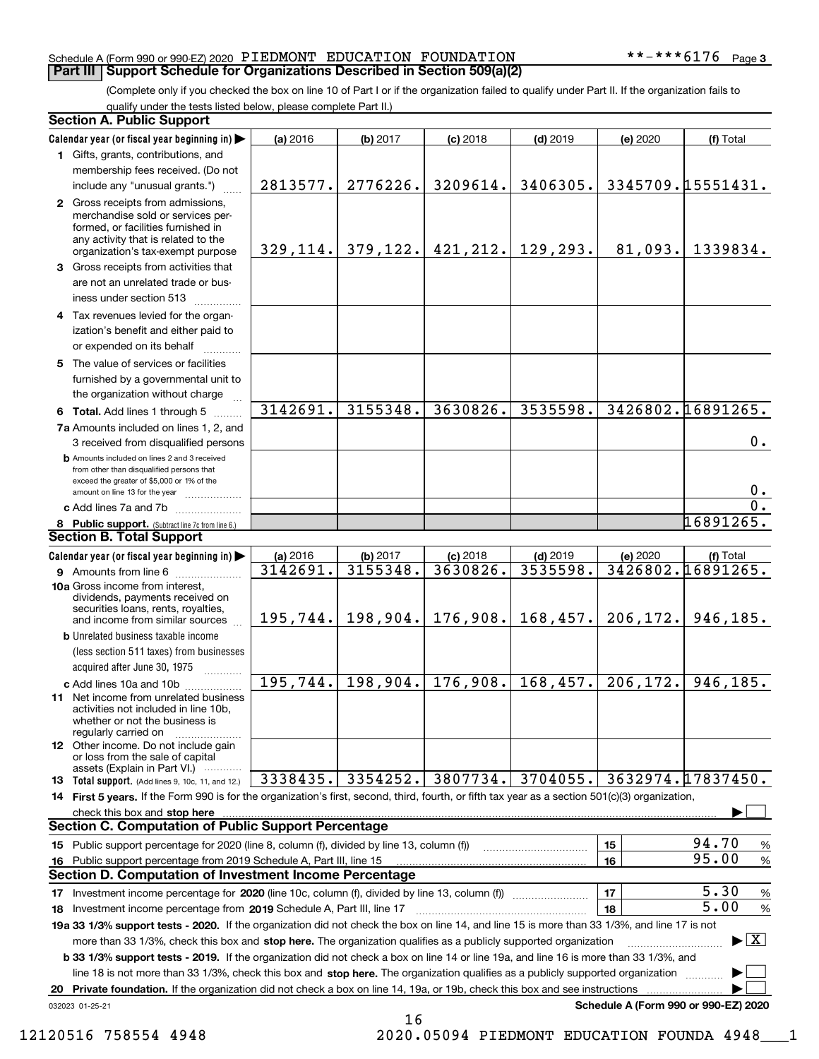Schedule A (Form 990 or 990-EZ) 2020 PIEDMONT EDUCATION FOUNDATION **-***6176 Page 3

## Part III Support Schedule for Organizations Described in Section 509(a)(2)

(Complete only if you checked the box on line 10 of Part I or if the organization failed to qualify under Part II. If the organization fails to qualify under the tests listed below, please complete Part II.)

### Section A. Public Support

| Calendar year (or fiscal year beginning in) ▶ | (a) 2016 | (b) 2017 | (c) 2018 | (d) 2019 | (e) 2020 | (f) Total |
|---|---|---|---|---|---|---|
| 1 Gifts, grants, contributions, and membership fees received. (Do not include any "unusual grants.") | 2813577. | 2776226. | 3209614. | 3406305. | 3345709. | 15551431. |
| 2 Gross receipts from admissions, merchandise sold or services performed, or facilities furnished in any activity that is related to the organization's tax-exempt purpose | 329,114. | 379,122. | 421,212. | 129,293. | 81,093. | 1339834. |
| 3 Gross receipts from activities that are not an unrelated trade or business under section 513 | | | | | | |
| 4 Tax revenues levied for the organization's benefit and either paid to or expended on its behalf | | | | | | |
| 5 The value of services or facilities furnished by a governmental unit to the organization without charge | | | | | | |
| 6 **Total.** Add lines 1 through 5 | 3142691. | 3155348. | 3630826. | 3535598. | 3426802. | 16891265. |
| 7a Amounts included on lines 1, 2, and 3 received from disqualified persons | | | | | | 0. |
| b Amounts included on lines 2 and 3 received from other than disqualified persons that exceed the greater of $5,000 or 1% of the amount on line 13 for the year | | | | | | 0. |
| c Add lines 7a and 7b | | | | | | 0. |
| 8 **Public support.** (Subtract line 7c from line 6.) | | | | | | 16891265. |

### Section B. Total Support

| Calendar year (or fiscal year beginning in) ▶ | (a) 2016 | (b) 2017 | (c) 2018 | (d) 2019 | (e) 2020 | (f) Total |
|---|---|---|---|---|---|---|
| 9 Amounts from line 6 | 3142691. | 3155348. | 3630826. | 3535598. | 3426802. | 16891265. |
| 10a Gross income from interest, dividends, payments received on securities loans, rents, royalties, and income from similar sources | 195,744. | 198,904. | 176,908. | 168,457. | 206,172. | 946,185. |
| b Unrelated business taxable income (less section 511 taxes) from businesses acquired after June 30, 1975 | | | | | | |
| c Add lines 10a and 10b | 195,744. | 198,904. | 176,908. | 168,457. | 206,172. | 946,185. |
| 11 Net income from unrelated business activities not included in line 10b, whether or not the business is regularly carried on | | | | | | |
| 12 Other income. Do not include gain or loss from the sale of capital assets (Explain in Part VI.) | | | | | | |
| 13 **Total support.** (Add lines 9, 10c, 11, and 12.) | 3338435. | 3354252. | 3807734. | 3704055. | 3632974. | 17837450. |

14 **First 5 years.** If the Form 990 is for the organization's first, second, third, fourth, or fifth tax year as a section 501(c)(3) organization, check this box and **stop here** ▶ ☐

### Section C. Computation of Public Support Percentage

| | | |
|---|---|---|
| 15 Public support percentage for 2020 (line 8, column (f), divided by line 13, column (f)) | 15 | 94.70 % |
| 16 Public support percentage from 2019 Schedule A, Part III, line 15 | 16 | 95.00 % |

### Section D. Computation of Investment Income Percentage

| | | |
|---|---|---|
| 17 Investment income percentage for **2020** (line 10c, column (f), divided by line 13, column (f)) | 17 | 5.30 % |
| 18 Investment income percentage from **2019** Schedule A, Part III, line 17 | 18 | 5.00 % |

**19a 33 1/3% support tests - 2020.** If the organization did not check the box on line 14, and line 15 is more than 33 1/3%, and line 17 is not more than 33 1/3%, check this box and **stop here.** The organization qualifies as a publicly supported organization ▶ ☒

**b 33 1/3% support tests - 2019.** If the organization did not check a box on line 14 or line 19a, and line 16 is more than 33 1/3%, and line 18 is not more than 33 1/3%, check this box and **stop here.** The organization qualifies as a publicly supported organization ▶ ☐

**20 Private foundation.** If the organization did not check a box on line 14, 19a, or 19b, check this box and see instructions ▶ ☐

032023 01-25-21 **Schedule A (Form 990 or 990-EZ) 2020**

12120516 758554 4948 2020.05094 PIEDMONT EDUCATION FOUNDA 4948___1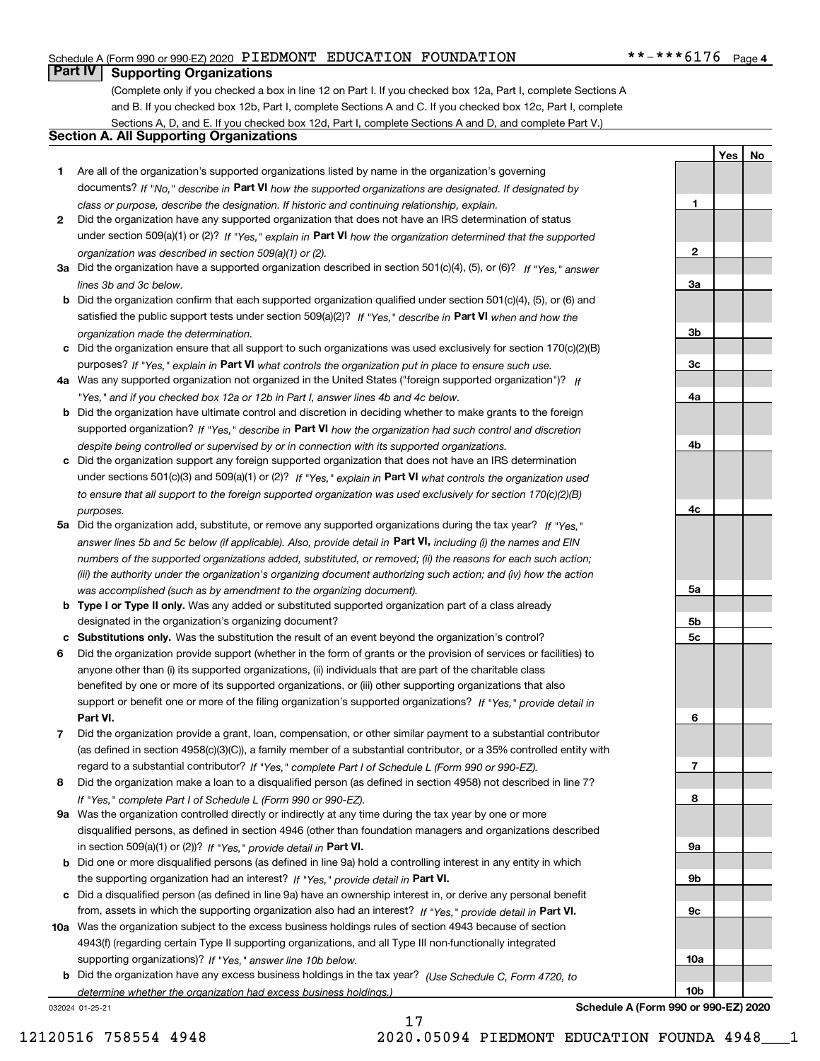Schedule A (Form 990 or 990-EZ) 2020 PIEDMONT EDUCATION FOUNDATION **-***6176 Page 4

## Part IV Supporting Organizations

(Complete only if you checked a box in line 12 on Part I. If you checked box 12a, Part I, complete Sections A and B. If you checked box 12b, Part I, complete Sections A and C. If you checked box 12c, Part I, complete Sections A, D, and E. If you checked box 12d, Part I, complete Sections A and D, and complete Part V.)

### Section A. All Supporting Organizations

| | | Line | Yes | No |
|---|---|---|---|---|
| 1 | Are all of the organization's supported organizations listed by name in the organization's governing documents? *If "No," describe in* **Part VI** *how the supported organizations are designated. If designated by class or purpose, describe the designation. If historic and continuing relationship, explain.* | 1 | | |
| 2 | Did the organization have any supported organization that does not have an IRS determination of status under section 509(a)(1) or (2)? *If "Yes," explain in* **Part VI** *how the organization determined that the supported organization was described in section 509(a)(1) or (2).* | 2 | | |
| 3a | Did the organization have a supported organization described in section 501(c)(4), (5), or (6)? *If "Yes," answer lines 3b and 3c below.* | 3a | | |
| b | Did the organization confirm that each supported organization qualified under section 501(c)(4), (5), or (6) and satisfied the public support tests under section 509(a)(2)? *If "Yes," describe in* **Part VI** *when and how the organization made the determination.* | 3b | | |
| c | Did the organization ensure that all support to such organizations was used exclusively for section 170(c)(2)(B) purposes? *If "Yes," explain in* **Part VI** *what controls the organization put in place to ensure such use.* | 3c | | |
| 4a | Was any supported organization not organized in the United States ("foreign supported organization")? *If "Yes," and if you checked box 12a or 12b in Part I, answer lines 4b and 4c below.* | 4a | | |
| b | Did the organization have ultimate control and discretion in deciding whether to make grants to the foreign supported organization? *If "Yes," describe in* **Part VI** *how the organization had such control and discretion despite being controlled or supervised by or in connection with its supported organizations.* | 4b | | |
| c | Did the organization support any foreign supported organization that does not have an IRS determination under sections 501(c)(3) and 509(a)(1) or (2)? *If "Yes," explain in* **Part VI** *what controls the organization used to ensure that all support to the foreign supported organization was used exclusively for section 170(c)(2)(B) purposes.* | 4c | | |
| 5a | Did the organization add, substitute, or remove any supported organizations during the tax year? *If "Yes," answer lines 5b and 5c below (if applicable). Also, provide detail in* **Part VI,** *including (i) the names and EIN numbers of the supported organizations added, substituted, or removed; (ii) the reasons for each such action; (iii) the authority under the organization's organizing document authorizing such action; and (iv) how the action was accomplished (such as by amendment to the organizing document).* | 5a | | |
| b | **Type I or Type II only.** Was any added or substituted supported organization part of a class already designated in the organization's organizing document? | 5b | | |
| c | **Substitutions only.** Was the substitution the result of an event beyond the organization's control? | 5c | | |
| 6 | Did the organization provide support (whether in the form of grants or the provision of services or facilities) to anyone other than (i) its supported organizations, (ii) individuals that are part of the charitable class benefited by one or more of its supported organizations, or (iii) other supporting organizations that also support or benefit one or more of the filing organization's supported organizations? *If "Yes," provide detail in* **Part VI.** | 6 | | |
| 7 | Did the organization provide a grant, loan, compensation, or other similar payment to a substantial contributor (as defined in section 4958(c)(3)(C)), a family member of a substantial contributor, or a 35% controlled entity with regard to a substantial contributor? *If "Yes," complete Part I of Schedule L (Form 990 or 990-EZ).* | 7 | | |
| 8 | Did the organization make a loan to a disqualified person (as defined in section 4958) not described in line 7? *If "Yes," complete Part I of Schedule L (Form 990 or 990-EZ).* | 8 | | |
| 9a | Was the organization controlled directly or indirectly at any time during the tax year by one or more disqualified persons, as defined in section 4946 (other than foundation managers and organizations described in section 509(a)(1) or (2))? *If "Yes," provide detail in* **Part VI.** | 9a | | |
| b | Did one or more disqualified persons (as defined in line 9a) hold a controlling interest in any entity in which the supporting organization had an interest? *If "Yes," provide detail in* **Part VI.** | 9b | | |
| c | Did a disqualified person (as defined in line 9a) have an ownership interest in, or derive any personal benefit from, assets in which the supporting organization also had an interest? *If "Yes," provide detail in* **Part VI.** | 9c | | |
| 10a | Was the organization subject to the excess business holdings rules of section 4943 because of section 4943(f) (regarding certain Type II supporting organizations, and all Type III non-functionally integrated supporting organizations)? *If "Yes," answer line 10b below.* | 10a | | |
| b | Did the organization have any excess business holdings in the tax year? *(Use Schedule C, Form 4720, to determine whether the organization had excess business holdings.)* | 10b | | |

032024 01-25-21 **Schedule A (Form 990 or 990-EZ) 2020**

12120516 758554 4948 2020.05094 PIEDMONT EDUCATION FOUNDA 4948___1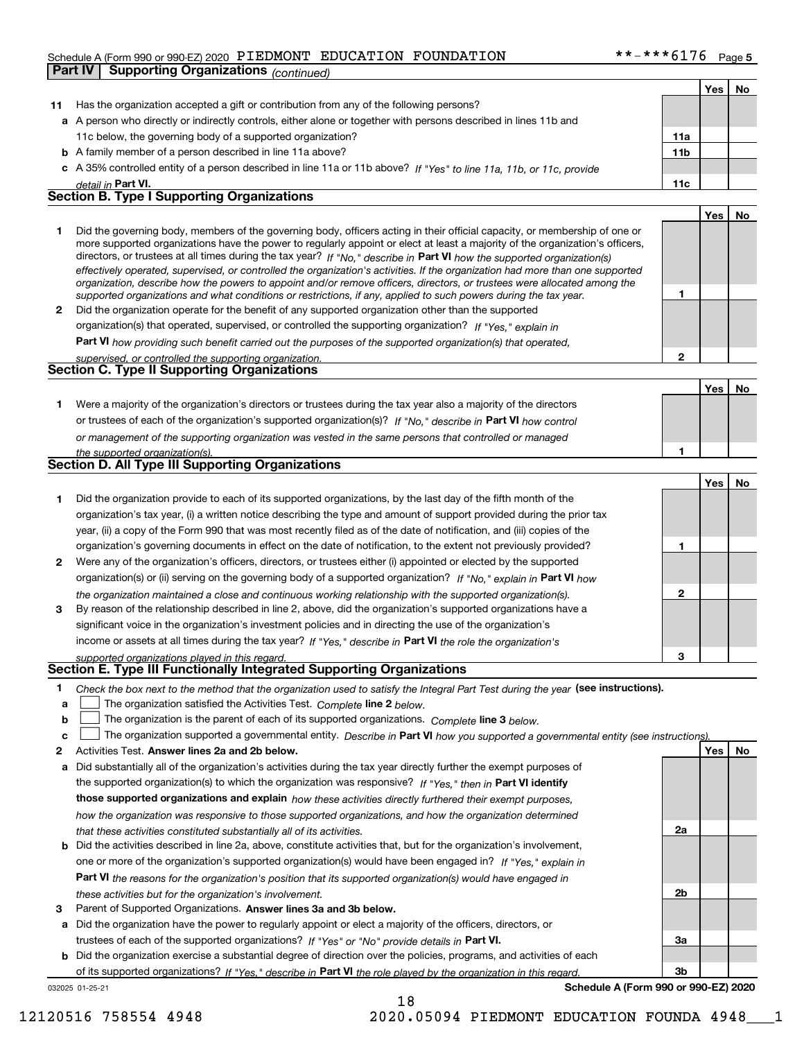Schedule A (Form 990 or 990-EZ) 2020 PIEDMONT EDUCATION FOUNDATION **-***6176 Page 5

**Part IV | Supporting Organizations** *(continued)*

| | | | Yes | No |
|---|---|---|---|---|
| **11** | Has the organization accepted a gift or contribution from any of the following persons? | | | |
| **a** | A person who directly or indirectly controls, either alone or together with persons described in lines 11b and 11c below, the governing body of a supported organization? | **11a** | | |
| **b** | A family member of a person described in line 11a above? | **11b** | | |
| **c** | A 35% controlled entity of a person described in line 11a or 11b above? *If "Yes" to line 11a, 11b, or 11c, provide detail in* **Part VI.** | **11c** | | |

## Section B. Type I Supporting Organizations

| | | | Yes | No |
|---|---|---|---|---|
| **1** | Did the governing body, members of the governing body, officers acting in their official capacity, or membership of one or more supported organizations have the power to regularly appoint or elect at least a majority of the organization's officers, directors, or trustees at all times during the tax year? *If "No," describe in* **Part VI** *how the supported organization(s) effectively operated, supervised, or controlled the organization's activities. If the organization had more than one supported organization, describe how the powers to appoint and/or remove officers, directors, or trustees were allocated among the supported organizations and what conditions or restrictions, if any, applied to such powers during the tax year.* | **1** | | |
| **2** | Did the organization operate for the benefit of any supported organization other than the supported organization(s) that operated, supervised, or controlled the supporting organization? *If "Yes," explain in* **Part VI** *how providing such benefit carried out the purposes of the supported organization(s) that operated, supervised, or controlled the supporting organization.* | **2** | | |

## Section C. Type II Supporting Organizations

| | | | Yes | No |
|---|---|---|---|---|
| **1** | Were a majority of the organization's directors or trustees during the tax year also a majority of the directors or trustees of each of the organization's supported organization(s)? *If "No," describe in* **Part VI** *how control or management of the supporting organization was vested in the same persons that controlled or managed the supported organization(s).* | **1** | | |

## Section D. All Type III Supporting Organizations

| | | | Yes | No |
|---|---|---|---|---|
| **1** | Did the organization provide to each of its supported organizations, by the last day of the fifth month of the organization's tax year, (i) a written notice describing the type and amount of support provided during the prior tax year, (ii) a copy of the Form 990 that was most recently filed as of the date of notification, and (iii) copies of the organization's governing documents in effect on the date of notification, to the extent not previously provided? | **1** | | |
| **2** | Were any of the organization's officers, directors, or trustees either (i) appointed or elected by the supported organization(s) or (ii) serving on the governing body of a supported organization? *If "No," explain in* **Part VI** *how the organization maintained a close and continuous working relationship with the supported organization(s).* | **2** | | |
| **3** | By reason of the relationship described in line 2, above, did the organization's supported organizations have a significant voice in the organization's investment policies and in directing the use of the organization's income or assets at all times during the tax year? *If "Yes," describe in* **Part VI** *the role the organization's supported organizations played in this regard.* | **3** | | |

## Section E. Type III Functionally Integrated Supporting Organizations

**1** *Check the box next to the method that the organization used to satisfy the Integral Part Test during the year* **(see instructions).**

- **a** ☐ The organization satisfied the Activities Test. *Complete* **line 2** *below.*
- **b** ☐ The organization is the parent of each of its supported organizations. *Complete* **line 3** *below.*
- **c** ☐ The organization supported a governmental entity. *Describe in* **Part VI** *how you supported a governmental entity (see instructions).*

| | | | Yes | No |
|---|---|---|---|---|
| **2** | Activities Test. **Answer lines 2a and 2b below.** | | | |
| **a** | Did substantially all of the organization's activities during the tax year directly further the exempt purposes of the supported organization(s) to which the organization was responsive? *If "Yes," then in* **Part VI identify those supported organizations and explain** *how these activities directly furthered their exempt purposes, how the organization was responsive to those supported organizations, and how the organization determined that these activities constituted substantially all of its activities.* | **2a** | | |
| **b** | Did the activities described in line 2a, above, constitute activities that, but for the organization's involvement, one or more of the organization's supported organization(s) would have been engaged in? *If "Yes," explain in* **Part VI** *the reasons for the organization's position that its supported organization(s) would have engaged in these activities but for the organization's involvement.* | **2b** | | |
| **3** | Parent of Supported Organizations. **Answer lines 3a and 3b below.** | | | |
| **a** | Did the organization have the power to regularly appoint or elect a majority of the officers, directors, or trustees of each of the supported organizations? *If "Yes" or "No" provide details in* **Part VI.** | **3a** | | |
| **b** | Did the organization exercise a substantial degree of direction over the policies, programs, and activities of each of its supported organizations? *If "Yes," describe in* **Part VI** *the role played by the organization in this regard.* | **3b** | | |

032025 01-25-21 **Schedule A (Form 990 or 990-EZ) 2020**

12120516 758554 4948 2020.05094 PIEDMONT EDUCATION FOUNDA 4948___1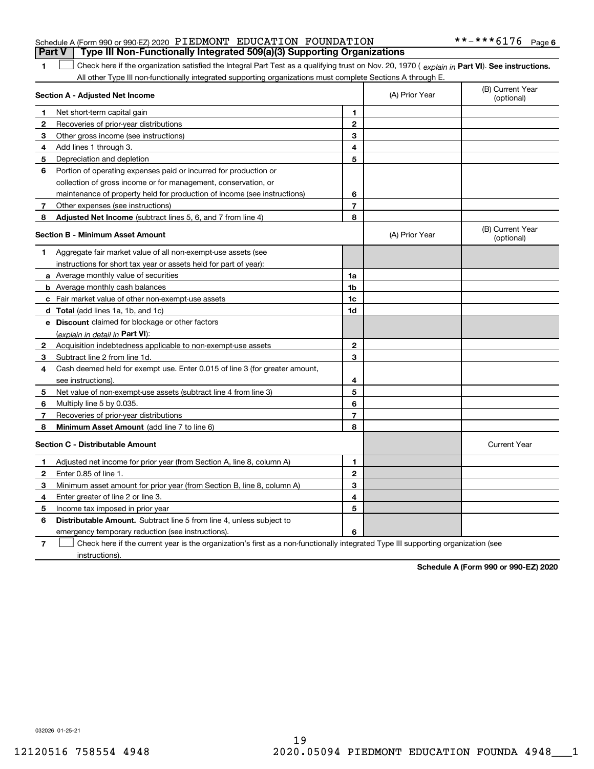Schedule A (Form 990 or 990-EZ) 2020 PIEDMONT EDUCATION FOUNDATION **-***6176 Page 6

## Part V Type III Non-Functionally Integrated 509(a)(3) Supporting Organizations

**1** ☐ Check here if the organization satisfied the Integral Part Test as a qualifying trust on Nov. 20, 1970 ( *explain in* **Part VI**). **See instructions.** All other Type III non-functionally integrated supporting organizations must complete Sections A through E.

| **Section A - Adjusted Net Income** | | (A) Prior Year | (B) Current Year (optional) |
|---|---|---|---|
| **1** Net short-term capital gain | **1** | | |
| **2** Recoveries of prior-year distributions | **2** | | |
| **3** Other gross income (see instructions) | **3** | | |
| **4** Add lines 1 through 3. | **4** | | |
| **5** Depreciation and depletion | **5** | | |
| **6** Portion of operating expenses paid or incurred for production or collection of gross income or for management, conservation, or maintenance of property held for production of income (see instructions) | **6** | | |
| **7** Other expenses (see instructions) | **7** | | |
| **8** **Adjusted Net Income** (subtract lines 5, 6, and 7 from line 4) | **8** | | |

| **Section B - Minimum Asset Amount** | | (A) Prior Year | (B) Current Year (optional) |
|---|---|---|---|
| **1** Aggregate fair market value of all non-exempt-use assets (see instructions for short tax year or assets held for part of year): | | | |
| **a** Average monthly value of securities | **1a** | | |
| **b** Average monthly cash balances | **1b** | | |
| **c** Fair market value of other non-exempt-use assets | **1c** | | |
| **d** **Total** (add lines 1a, 1b, and 1c) | **1d** | | |
| **e** **Discount** claimed for blockage or other factors (*explain in detail in* **Part VI**): | | | |
| **2** Acquisition indebtedness applicable to non-exempt-use assets | **2** | | |
| **3** Subtract line 2 from line 1d. | **3** | | |
| **4** Cash deemed held for exempt use. Enter 0.015 of line 3 (for greater amount, see instructions). | **4** | | |
| **5** Net value of non-exempt-use assets (subtract line 4 from line 3) | **5** | | |
| **6** Multiply line 5 by 0.035. | **6** | | |
| **7** Recoveries of prior-year distributions | **7** | | |
| **8** **Minimum Asset Amount** (add line 7 to line 6) | **8** | | |

| **Section C - Distributable Amount** | | | Current Year |
|---|---|---|---|
| **1** Adjusted net income for prior year (from Section A, line 8, column A) | **1** | | |
| **2** Enter 0.85 of line 1. | **2** | | |
| **3** Minimum asset amount for prior year (from Section B, line 8, column A) | **3** | | |
| **4** Enter greater of line 2 or line 3. | **4** | | |
| **5** Income tax imposed in prior year | **5** | | |
| **6** **Distributable Amount.** Subtract line 5 from line 4, unless subject to emergency temporary reduction (see instructions). | **6** | | |

**7** ☐ Check here if the current year is the organization's first as a non-functionally integrated Type III supporting organization (see instructions).

**Schedule A (Form 990 or 990-EZ) 2020**

032026 01-25-21

12120516 758554 4948 2020.05094 PIEDMONT EDUCATION FOUNDA 4948___1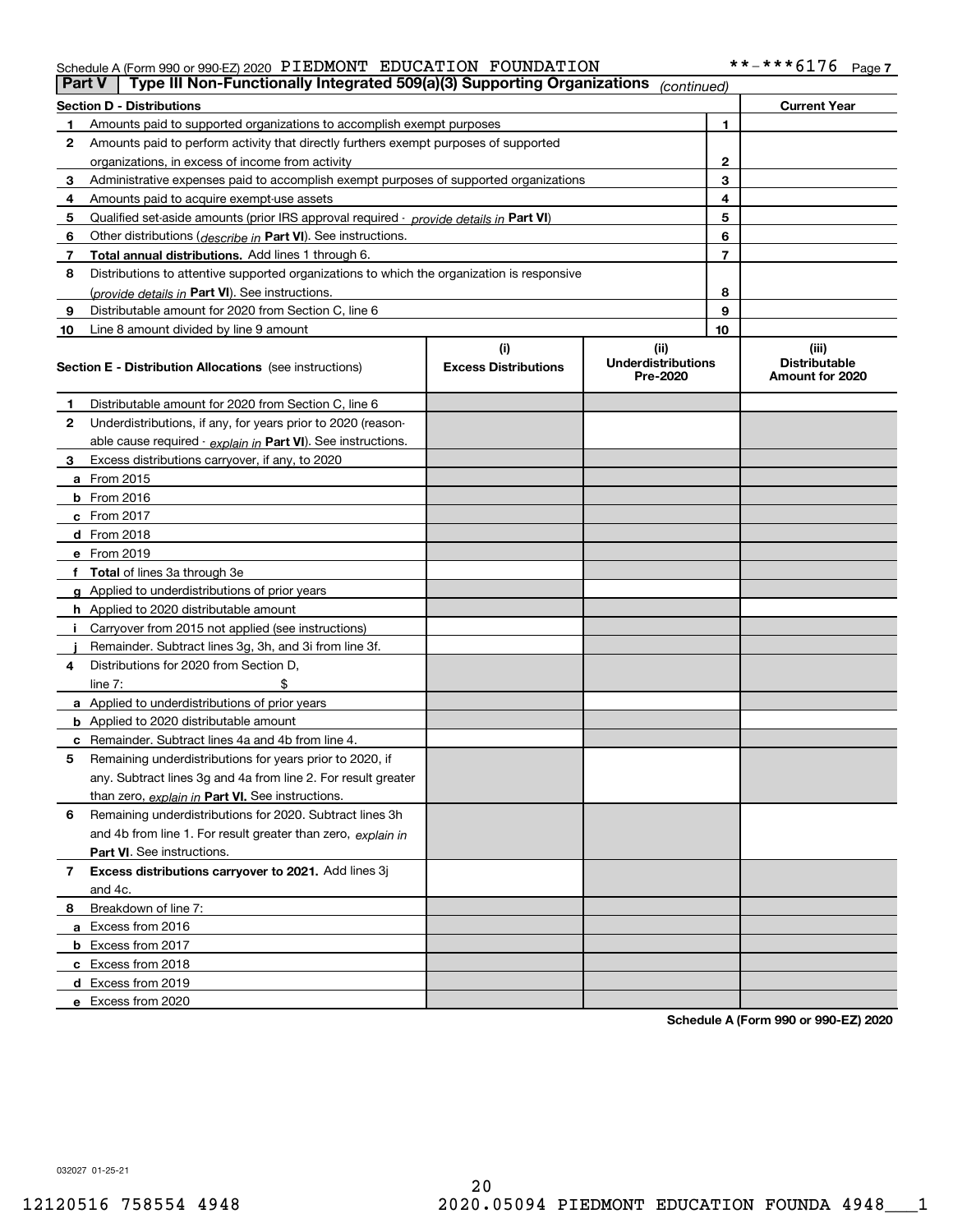Schedule A (Form 990 or 990-EZ) 2020 PIEDMONT EDUCATION FOUNDATION **-***6176 Page 7

## Part V — Type III Non-Functionally Integrated 509(a)(3) Supporting Organizations *(continued)*

| Section D - Distributions | | | Current Year |
|---|---|---|---|
| 1 | Amounts paid to supported organizations to accomplish exempt purposes | 1 | |
| 2 | Amounts paid to perform activity that directly furthers exempt purposes of supported organizations, in excess of income from activity | 2 | |
| 3 | Administrative expenses paid to accomplish exempt purposes of supported organizations | 3 | |
| 4 | Amounts paid to acquire exempt-use assets | 4 | |
| 5 | Qualified set-aside amounts (prior IRS approval required - *provide details in* **Part VI**) | 5 | |
| 6 | Other distributions (*describe in* **Part VI**). See instructions. | 6 | |
| 7 | **Total annual distributions.** Add lines 1 through 6. | 7 | |
| 8 | Distributions to attentive supported organizations to which the organization is responsive (*provide details in* **Part VI**). See instructions. | 8 | |
| 9 | Distributable amount for 2020 from Section C, line 6 | 9 | |
| 10 | Line 8 amount divided by line 9 amount | 10 | |

| **Section E - Distribution Allocations** (see instructions) | (i) Excess Distributions | (ii) Underdistributions Pre-2020 | (iii) Distributable Amount for 2020 |
|---|---|---|---|
| **1** Distributable amount for 2020 from Section C, line 6 | | | |
| **2** Underdistributions, if any, for years prior to 2020 (reasonable cause required - *explain in* **Part VI**). See instructions. | | | |
| **3** Excess distributions carryover, if any, to 2020 | | | |
| **a** From 2015 | | | |
| **b** From 2016 | | | |
| **c** From 2017 | | | |
| **d** From 2018 | | | |
| **e** From 2019 | | | |
| **f** **Total** of lines 3a through 3e | | | |
| **g** Applied to underdistributions of prior years | | | |
| **h** Applied to 2020 distributable amount | | | |
| **i** Carryover from 2015 not applied (see instructions) | | | |
| **j** Remainder. Subtract lines 3g, 3h, and 3i from line 3f. | | | |
| **4** Distributions for 2020 from Section D, line 7: $ | | | |
| **a** Applied to underdistributions of prior years | | | |
| **b** Applied to 2020 distributable amount | | | |
| **c** Remainder. Subtract lines 4a and 4b from line 4. | | | |
| **5** Remaining underdistributions for years prior to 2020, if any. Subtract lines 3g and 4a from line 2. For result greater than zero, *explain in* **Part VI.** See instructions. | | | |
| **6** Remaining underdistributions for 2020. Subtract lines 3h and 4b from line 1. For result greater than zero, *explain in* **Part VI**. See instructions. | | | |
| **7** **Excess distributions carryover to 2021.** Add lines 3j and 4c. | | | |
| **8** Breakdown of line 7: | | | |
| **a** Excess from 2016 | | | |
| **b** Excess from 2017 | | | |
| **c** Excess from 2018 | | | |
| **d** Excess from 2019 | | | |
| **e** Excess from 2020 | | | |

**Schedule A (Form 990 or 990-EZ) 2020**

032027 01-25-21

12120516 758554 4948 2020.05094 PIEDMONT EDUCATION FOUNDA 4948___1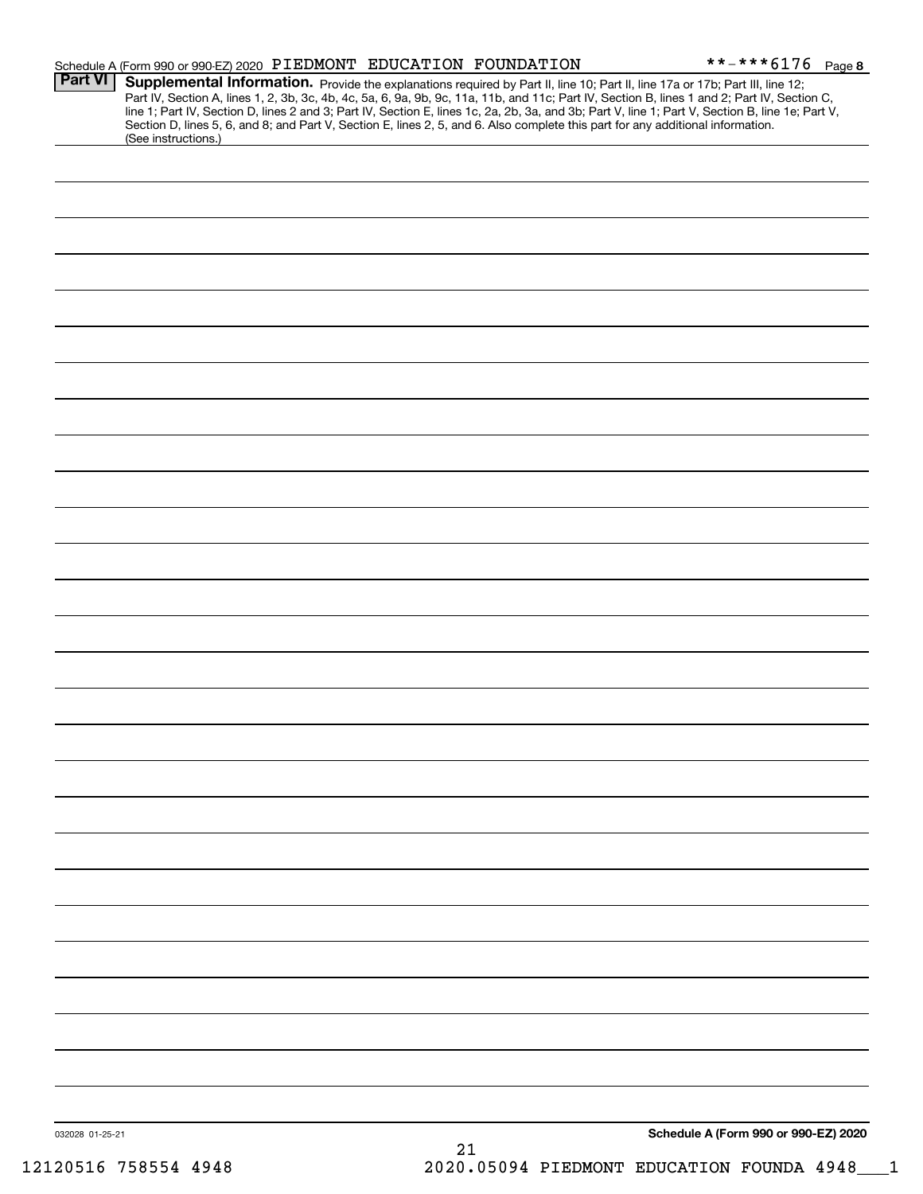Schedule A (Form 990 or 990-EZ) 2020 PIEDMONT EDUCATION FOUNDATION **-***6176 Page 8

## Part VI Supplemental Information.

Provide the explanations required by Part II, line 10; Part II, line 17a or 17b; Part III, line 12; Part IV, Section A, lines 1, 2, 3b, 3c, 4b, 4c, 5a, 6, 9a, 9b, 9c, 11a, 11b, and 11c; Part IV, Section B, lines 1 and 2; Part IV, Section C, line 1; Part IV, Section D, lines 2 and 3; Part IV, Section E, lines 1c, 2a, 2b, 3a, and 3b; Part V, line 1; Part V, Section B, line 1e; Part V, Section D, lines 5, 6, and 8; and Part V, Section E, lines 2, 5, and 6. Also complete this part for any additional information. (See instructions.)

032028 01-25-21

Schedule A (Form 990 or 990-EZ) 2020

12120516 758554 4948 2020.05094 PIEDMONT EDUCATION FOUNDA 4948___1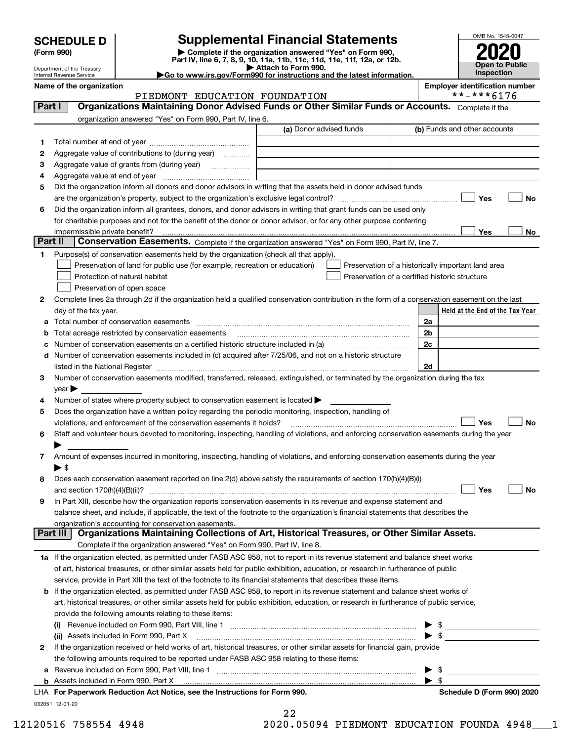# SCHEDULE D (Form 990)

Department of the Treasury
Internal Revenue Service

## Supplemental Financial Statements

▶ Complete if the organization answered "Yes" on Form 990, Part IV, line 6, 7, 8, 9, 10, 11a, 11b, 11c, 11d, 11e, 11f, 12a, or 12b.
▶ Attach to Form 990.
▶Go to www.irs.gov/Form990 for instructions and the latest information.

OMB No. 1545-0047

**2020**

**Open to Public Inspection**

**Name of the organization:** PIEDMONT EDUCATION FOUNDATION

**Employer identification number:** **-***6176

### Part I Organizations Maintaining Donor Advised Funds or Other Similar Funds or Accounts.
Complete if the organization answered "Yes" on Form 990, Part IV, line 6.

| | | (a) Donor advised funds | (b) Funds and other accounts |
|---|---|---|---|
| 1 | Total number at end of year | | |
| 2 | Aggregate value of contributions to (during year) | | |
| 3 | Aggregate value of grants from (during year) | | |
| 4 | Aggregate value at end of year | | |

5 Did the organization inform all donors and donor advisors in writing that the assets held in donor advised funds are the organization's property, subject to the organization's exclusive legal control? ☐ Yes ☐ No

6 Did the organization inform all grantees, donors, and donor advisors in writing that grant funds can be used only for charitable purposes and not for the benefit of the donor or donor advisor, or for any other purpose conferring impermissible private benefit? ☐ Yes ☐ No

### Part II Conservation Easements.
Complete if the organization answered "Yes" on Form 990, Part IV, line 7.

1 Purpose(s) of conservation easements held by the organization (check all that apply).

- ☐ Preservation of land for public use (for example, recreation or education)
- ☐ Protection of natural habitat
- ☐ Preservation of open space
- ☐ Preservation of a historically important land area
- ☐ Preservation of a certified historic structure

2 Complete lines 2a through 2d if the organization held a qualified conservation contribution in the form of a conservation easement on the last day of the tax year.

| | | | Held at the End of the Tax Year |
|---|---|---|---|
| a | Total number of conservation easements | 2a | |
| b | Total acreage restricted by conservation easements | 2b | |
| c | Number of conservation easements on a certified historic structure included in (a) | 2c | |
| d | Number of conservation easements included in (c) acquired after 7/25/06, and not on a historic structure listed in the National Register | 2d | |

3 Number of conservation easements modified, transferred, released, extinguished, or terminated by the organization during the tax year ▶

4 Number of states where property subject to conservation easement is located ▶

5 Does the organization have a written policy regarding the periodic monitoring, inspection, handling of violations, and enforcement of the conservation easements it holds? ☐ Yes ☐ No

6 Staff and volunteer hours devoted to monitoring, inspecting, handling of violations, and enforcing conservation easements during the year ▶

7 Amount of expenses incurred in monitoring, inspecting, handling of violations, and enforcing conservation easements during the year ▶ $

8 Does each conservation easement reported on line 2(d) above satisfy the requirements of section 170(h)(4)(B)(i) and section 170(h)(4)(B)(ii)? ☐ Yes ☐ No

9 In Part XIII, describe how the organization reports conservation easements in its revenue and expense statement and balance sheet, and include, if applicable, the text of the footnote to the organization's financial statements that describes the organization's accounting for conservation easements.

### Part III Organizations Maintaining Collections of Art, Historical Treasures, or Other Similar Assets.
Complete if the organization answered "Yes" on Form 990, Part IV, line 8.

1a If the organization elected, as permitted under FASB ASC 958, not to report in its revenue statement and balance sheet works of art, historical treasures, or other similar assets held for public exhibition, education, or research in furtherance of public service, provide in Part XIII the text of the footnote to its financial statements that describes these items.

b If the organization elected, as permitted under FASB ASC 958, to report in its revenue statement and balance sheet works of art, historical treasures, or other similar assets held for public exhibition, education, or research in furtherance of public service, provide the following amounts relating to these items:

(i) Revenue included on Form 990, Part VIII, line 1 ▶ $

(ii) Assets included in Form 990, Part X ▶ $

2 If the organization received or held works of art, historical treasures, or other similar assets for financial gain, provide the following amounts required to be reported under FASB ASC 958 relating to these items:

a Revenue included on Form 990, Part VIII, line 1 ▶ $

b Assets included in Form 990, Part X ▶ $

LHA For Paperwork Reduction Act Notice, see the Instructions for Form 990. Schedule D (Form 990) 2020

032051 12-01-20

12120516 758554 4948 2020.05094 PIEDMONT EDUCATION FOUNDA 4948___1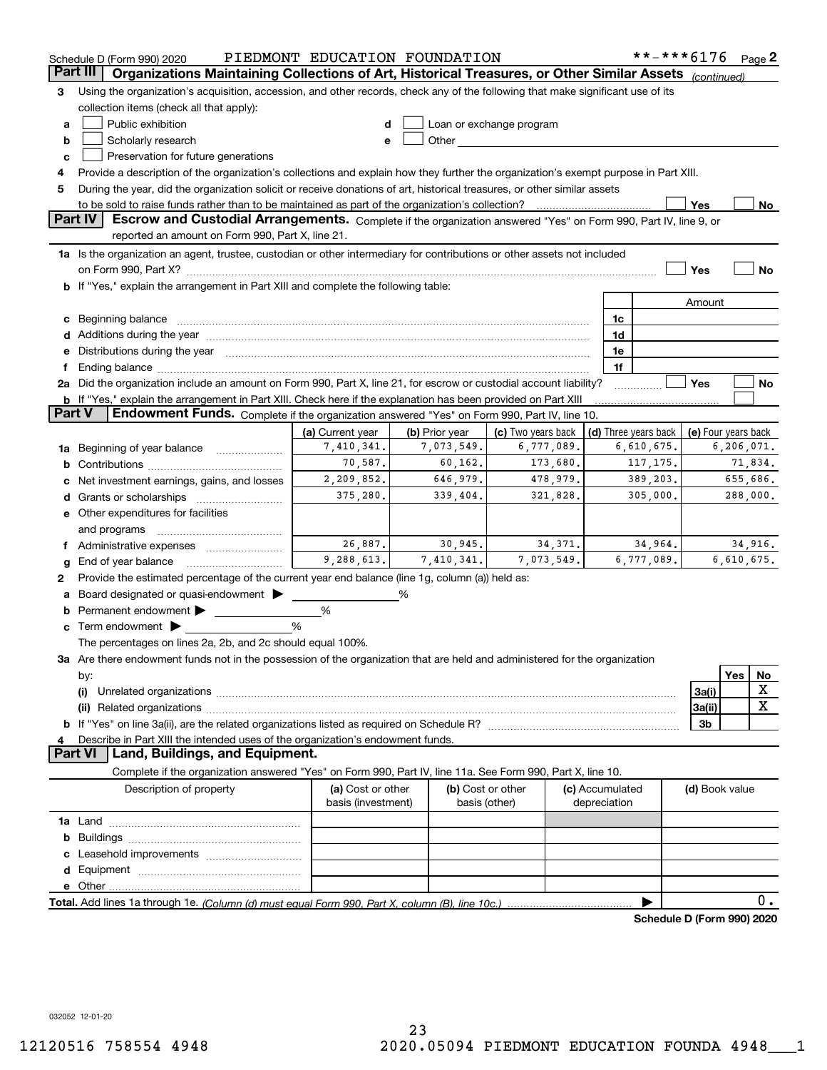Schedule D (Form 990) 2020 PIEDMONT EDUCATION FOUNDATION **-***6176 Page 2

## Part III Organizations Maintaining Collections of Art, Historical Treasures, or Other Similar Assets *(continued)*

3 Using the organization's acquisition, accession, and other records, check any of the following that make significant use of its collection items (check all that apply):

a ☐ Public exhibition
b ☐ Scholarly research
c ☐ Preservation for future generations
d ☐ Loan or exchange program
e ☐ Other

4 Provide a description of the organization's collections and explain how they further the organization's exempt purpose in Part XIII.

5 During the year, did the organization solicit or receive donations of art, historical treasures, or other similar assets to be sold to raise funds rather than to be maintained as part of the organization's collection? ☐ Yes ☐ No

## Part IV Escrow and Custodial Arrangements.

Complete if the organization answered "Yes" on Form 990, Part IV, line 9, or reported an amount on Form 990, Part X, line 21.

1a Is the organization an agent, trustee, custodian or other intermediary for contributions or other assets not included on Form 990, Part X? ☐ Yes ☐ No

b If "Yes," explain the arrangement in Part XIII and complete the following table:

| | | Amount |
|---|---|---|
| c Beginning balance | 1c | |
| d Additions during the year | 1d | |
| e Distributions during the year | 1e | |
| f Ending balance | 1f | |

2a Did the organization include an amount on Form 990, Part X, line 21, for escrow or custodial account liability? ☐ Yes ☐ No

b If "Yes," explain the arrangement in Part XIII. Check here if the explanation has been provided on Part XIII ☐

## Part V Endowment Funds.

Complete if the organization answered "Yes" on Form 990, Part IV, line 10.

| | (a) Current year | (b) Prior year | (c) Two years back | (d) Three years back | (e) Four years back |
|---|---|---|---|---|---|
| 1a Beginning of year balance | 7,410,341. | 7,073,549. | 6,777,089. | 6,610,675. | 6,206,071. |
| b Contributions | 70,587. | 60,162. | 173,680. | 117,175. | 71,834. |
| c Net investment earnings, gains, and losses | 2,209,852. | 646,979. | 478,979. | 389,203. | 655,686. |
| d Grants or scholarships | 375,280. | 339,404. | 321,828. | 305,000. | 288,000. |
| e Other expenditures for facilities and programs | | | | | |
| f Administrative expenses | 26,887. | 30,945. | 34,371. | 34,964. | 34,916. |
| g End of year balance | 9,288,613. | 7,410,341. | 7,073,549. | 6,777,089. | 6,610,675. |

2 Provide the estimated percentage of the current year end balance (line 1g, column (a)) held as:

a Board designated or quasi-endowment ▶ %
b Permanent endowment ▶ %
c Term endowment ▶ %

The percentages on lines 2a, 2b, and 2c should equal 100%.

3a Are there endowment funds not in the possession of the organization that are held and administered for the organization by:

| | | Yes | No |
|---|---|---|---|
| (i) Unrelated organizations | 3a(i) | | X |
| (ii) Related organizations | 3a(ii) | | X |
| b If "Yes" on line 3a(ii), are the related organizations listed as required on Schedule R? | 3b | | |

4 Describe in Part XIII the intended uses of the organization's endowment funds.

## Part VI Land, Buildings, and Equipment.

Complete if the organization answered "Yes" on Form 990, Part IV, line 11a. See Form 990, Part X, line 10.

| Description of property | (a) Cost or other basis (investment) | (b) Cost or other basis (other) | (c) Accumulated depreciation | (d) Book value |
|---|---|---|---|---|
| 1a Land | | | | |
| b Buildings | | | | |
| c Leasehold improvements | | | | |
| d Equipment | | | | |
| e Other | | | | |
| **Total.** Add lines 1a through 1e. *(Column (d) must equal Form 990, Part X, column (B), line 10c.)* | | | ▶ | 0. |

**Schedule D (Form 990) 2020**

032052 12-01-20

12120516 758554 4948 2020.05094 PIEDMONT EDUCATION FOUNDA 4948___1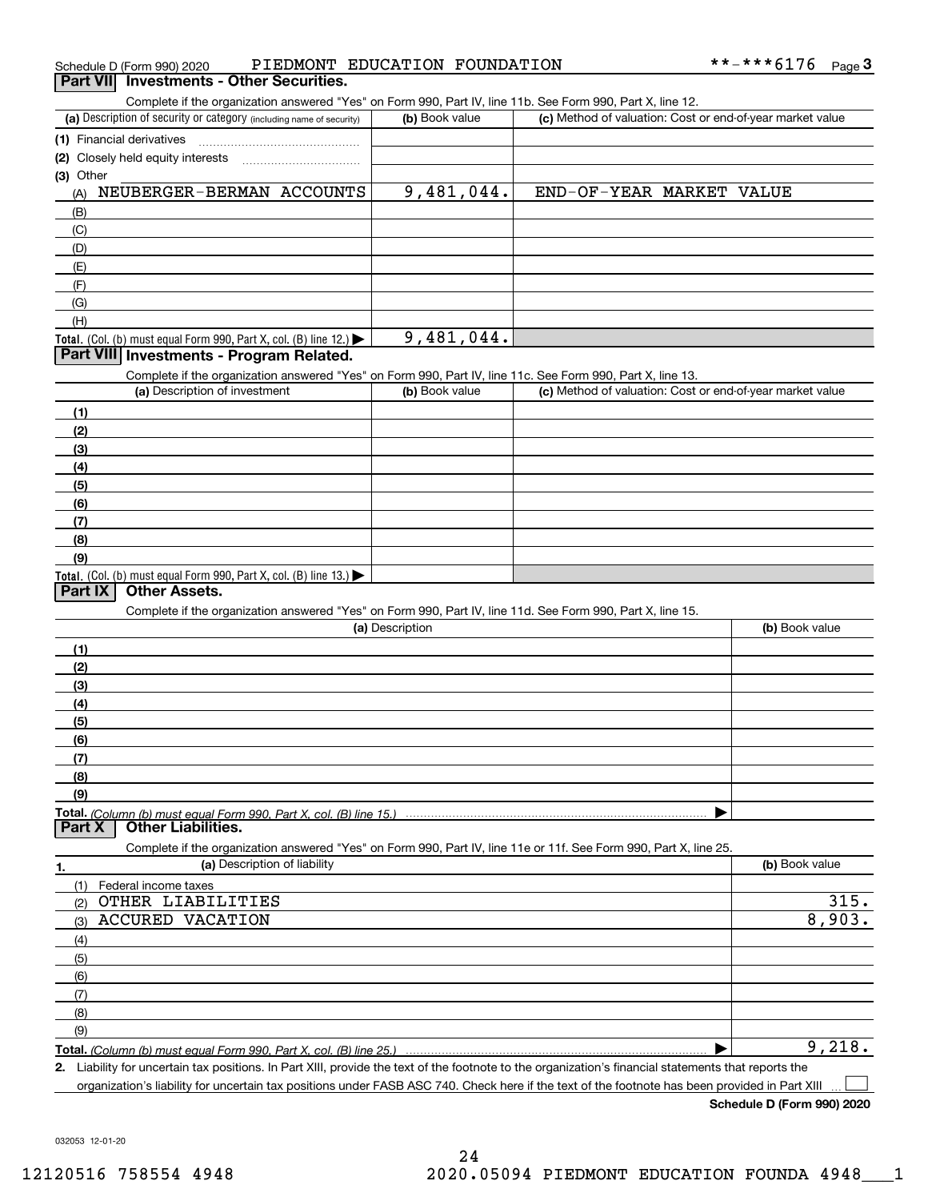Schedule D (Form 990) 2020 PIEDMONT EDUCATION FOUNDATION **-***6176 Page 3

## Part VII Investments - Other Securities.

Complete if the organization answered "Yes" on Form 990, Part IV, line 11b. See Form 990, Part X, line 12.

| (a) Description of security or category (including name of security) | (b) Book value | (c) Method of valuation: Cost or end-of-year market value |
|---|---|---|
| (1) Financial derivatives | | |
| (2) Closely held equity interests | | |
| (3) Other | | |
| (A) NEUBERGER-BERMAN ACCOUNTS | 9,481,044. | END-OF-YEAR MARKET VALUE |
| (B) | | |
| (C) | | |
| (D) | | |
| (E) | | |
| (F) | | |
| (G) | | |
| (H) | | |
| **Total.** (Col. (b) must equal Form 990, Part X, col. (B) line 12.) | 9,481,044. | |

## Part VIII Investments - Program Related.

Complete if the organization answered "Yes" on Form 990, Part IV, line 11c. See Form 990, Part X, line 13.

| (a) Description of investment | (b) Book value | (c) Method of valuation: Cost or end-of-year market value |
|---|---|---|
| (1) | | |
| (2) | | |
| (3) | | |
| (4) | | |
| (5) | | |
| (6) | | |
| (7) | | |
| (8) | | |
| (9) | | |
| **Total.** (Col. (b) must equal Form 990, Part X, col. (B) line 13.) | | |

## Part IX Other Assets.

Complete if the organization answered "Yes" on Form 990, Part IV, line 11d. See Form 990, Part X, line 15.

| (a) Description | (b) Book value |
|---|---|
| (1) | |
| (2) | |
| (3) | |
| (4) | |
| (5) | |
| (6) | |
| (7) | |
| (8) | |
| (9) | |
| **Total.** (Column (b) must equal Form 990, Part X, col. (B) line 15.) | |

## Part X Other Liabilities.

Complete if the organization answered "Yes" on Form 990, Part IV, line 11e or 11f. See Form 990, Part X, line 25.

| 1. (a) Description of liability | (b) Book value |
|---|---|
| (1) Federal income taxes | |
| (2) OTHER LIABILITIES | 315. |
| (3) ACCURED VACATION | 8,903. |
| (4) | |
| (5) | |
| (6) | |
| (7) | |
| (8) | |
| (9) | |
| **Total.** (Column (b) must equal Form 990, Part X, col. (B) line 25.) | 9,218. |

2. Liability for uncertain tax positions. In Part XIII, provide the text of the footnote to the organization's financial statements that reports the organization's liability for uncertain tax positions under FASB ASC 740. Check here if the text of the footnote has been provided in Part XIII ☐

Schedule D (Form 990) 2020

032053 12-01-20

12120516 758554 4948 2020.05094 PIEDMONT EDUCATION FOUNDA 4948___1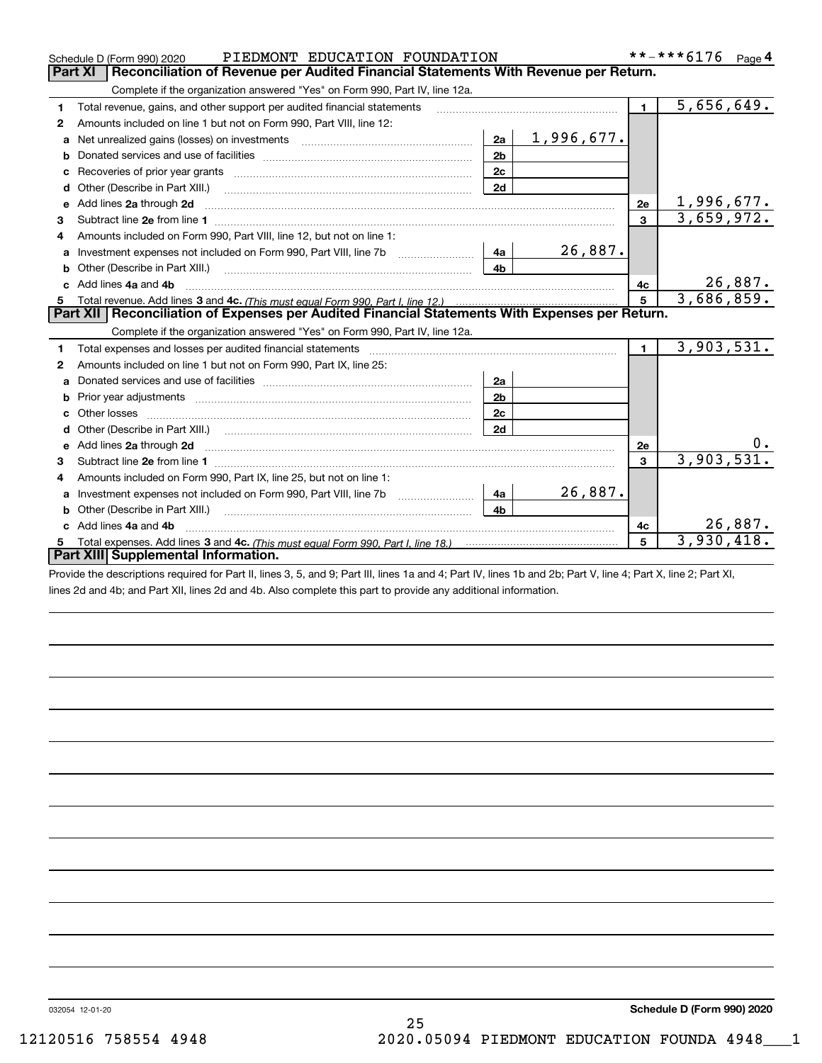Schedule D (Form 990) 2020 PIEDMONT EDUCATION FOUNDATION **-***6176 Page 4

## Part XI Reconciliation of Revenue per Audited Financial Statements With Revenue per Return.

Complete if the organization answered "Yes" on Form 990, Part IV, line 12a.

| | | | | | |
|---|---|---|---|---|---|
| 1 | Total revenue, gains, and other support per audited financial statements | | | 1 | 5,656,649. |
| 2 | Amounts included on line 1 but not on Form 990, Part VIII, line 12: | | | | |
| a | Net unrealized gains (losses) on investments | 2a | 1,996,677. | | |
| b | Donated services and use of facilities | 2b | | | |
| c | Recoveries of prior year grants | 2c | | | |
| d | Other (Describe in Part XIII.) | 2d | | | |
| e | Add lines 2a through 2d | | | 2e | 1,996,677. |
| 3 | Subtract line 2e from line 1 | | | 3 | 3,659,972. |
| 4 | Amounts included on Form 990, Part VIII, line 12, but not on line 1: | | | | |
| a | Investment expenses not included on Form 990, Part VIII, line 7b | 4a | 26,887. | | |
| b | Other (Describe in Part XIII.) | 4b | | | |
| c | Add lines 4a and 4b | | | 4c | 26,887. |
| 5 | Total revenue. Add lines 3 and 4c. *(This must equal Form 990, Part I, line 12.)* | | | 5 | 3,686,859. |

## Part XII Reconciliation of Expenses per Audited Financial Statements With Expenses per Return.

Complete if the organization answered "Yes" on Form 990, Part IV, line 12a.

| | | | | | |
|---|---|---|---|---|---|
| 1 | Total expenses and losses per audited financial statements | | | 1 | 3,903,531. |
| 2 | Amounts included on line 1 but not on Form 990, Part IX, line 25: | | | | |
| a | Donated services and use of facilities | 2a | | | |
| b | Prior year adjustments | 2b | | | |
| c | Other losses | 2c | | | |
| d | Other (Describe in Part XIII.) | 2d | | | |
| e | Add lines 2a through 2d | | | 2e | 0. |
| 3 | Subtract line 2e from line 1 | | | 3 | 3,903,531. |
| 4 | Amounts included on Form 990, Part IX, line 25, but not on line 1: | | | | |
| a | Investment expenses not included on Form 990, Part VIII, line 7b | 4a | 26,887. | | |
| b | Other (Describe in Part XIII.) | 4b | | | |
| c | Add lines 4a and 4b | | | 4c | 26,887. |
| 5 | Total expenses. Add lines 3 and 4c. *(This must equal Form 990, Part I, line 18.)* | | | 5 | 3,930,418. |

## Part XIII Supplemental Information.

Provide the descriptions required for Part II, lines 3, 5, and 9; Part III, lines 1a and 4; Part IV, lines 1b and 2b; Part V, line 4; Part X, line 2; Part XI, lines 2d and 4b; and Part XII, lines 2d and 4b. Also complete this part to provide any additional information.

032054 12-01-20 Schedule D (Form 990) 2020

12120516 758554 4948 2020.05094 PIEDMONT EDUCATION FOUNDA 4948___1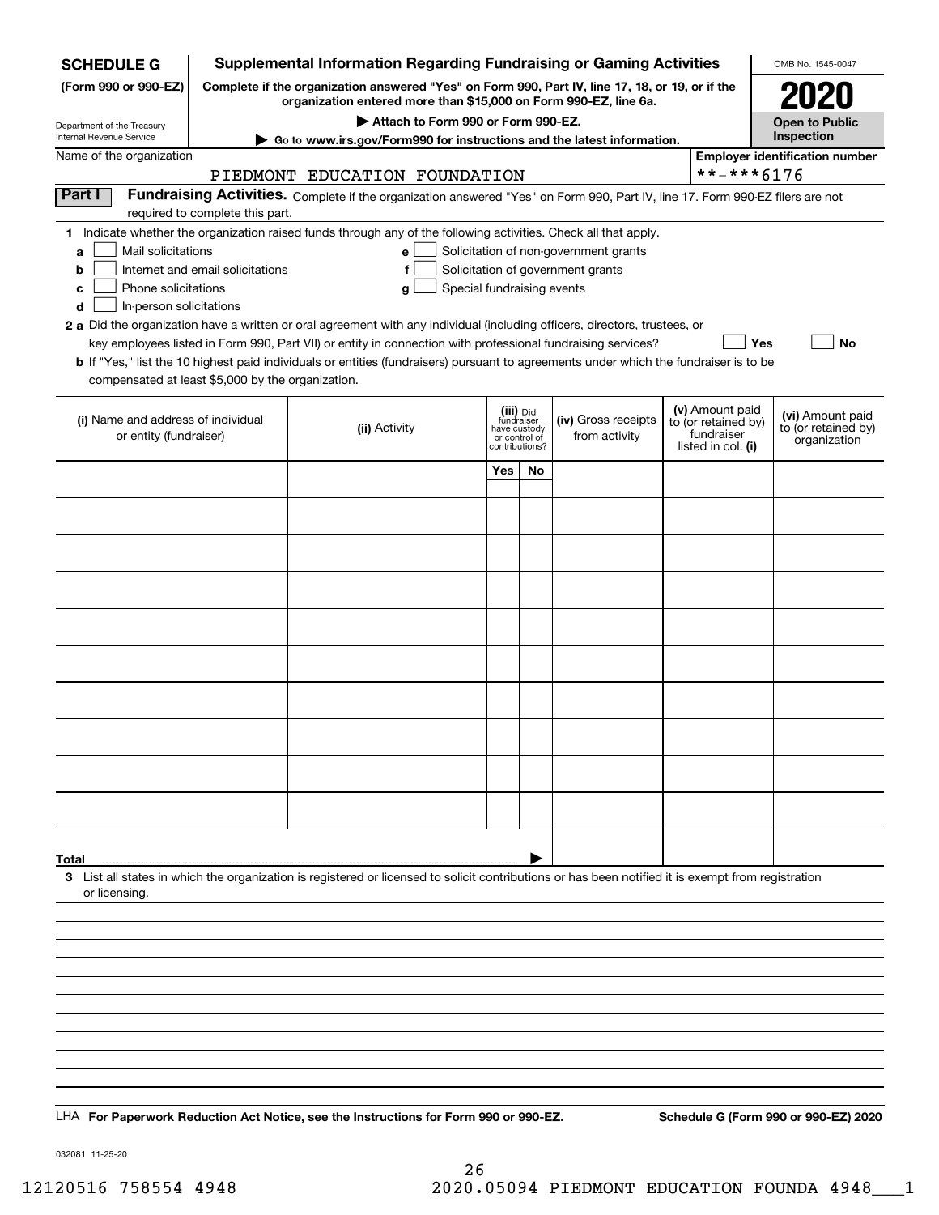**SCHEDULE G**
**(Form 990 or 990-EZ)**

Department of the Treasury
Internal Revenue Service

# Supplemental Information Regarding Fundraising or Gaming Activities

**Complete if the organization answered "Yes" on Form 990, Part IV, line 17, 18, or 19, or if the organization entered more than $15,000 on Form 990-EZ, line 6a.**

**▶ Attach to Form 990 or Form 990-EZ.**

**▶ Go to www.irs.gov/Form990 for instructions and the latest information.**

OMB No. 1545-0047

**2020**

**Open to Public Inspection**

Name of the organization: PIEDMONT EDUCATION FOUNDATION

Employer identification number: **-***6176

## Part I Fundraising Activities.

Complete if the organization answered "Yes" on Form 990, Part IV, line 17. Form 990-EZ filers are not required to complete this part.

**1** Indicate whether the organization raised funds through any of the following activities. Check all that apply.

- **a** ☐ Mail solicitations
- **b** ☐ Internet and email solicitations
- **c** ☐ Phone solicitations
- **d** ☐ In-person solicitations
- **e** ☐ Solicitation of non-government grants
- **f** ☐ Solicitation of government grants
- **g** ☐ Special fundraising events

**2 a** Did the organization have a written or oral agreement with any individual (including officers, directors, trustees, or key employees listed in Form 990, Part VII) or entity in connection with professional fundraising services? ☐ Yes ☐ No

**b** If "Yes," list the 10 highest paid individuals or entities (fundraisers) pursuant to agreements under which the fundraiser is to be compensated at least $5,000 by the organization.

| (i) Name and address of individual or entity (fundraiser) | (ii) Activity | (iii) Did fundraiser have custody or control of contributions? Yes | No | (iv) Gross receipts from activity | (v) Amount paid to (or retained by) fundraiser listed in col. (i) | (vi) Amount paid to (or retained by) organization |
|---|---|---|---|---|---|---|
| | | | | | | |
| | | | | | | |
| | | | | | | |
| | | | | | | |
| | | | | | | |
| | | | | | | |
| | | | | | | |
| | | | | | | |
| | | | | | | |
| | | | | | | |
| **Total** ▶ | | | | | | |

**3** List all states in which the organization is registered or licensed to solicit contributions or has been notified it is exempt from registration or licensing.

LHA **For Paperwork Reduction Act Notice, see the Instructions for Form 990 or 990-EZ.** **Schedule G (Form 990 or 990-EZ) 2020**

032081 11-25-20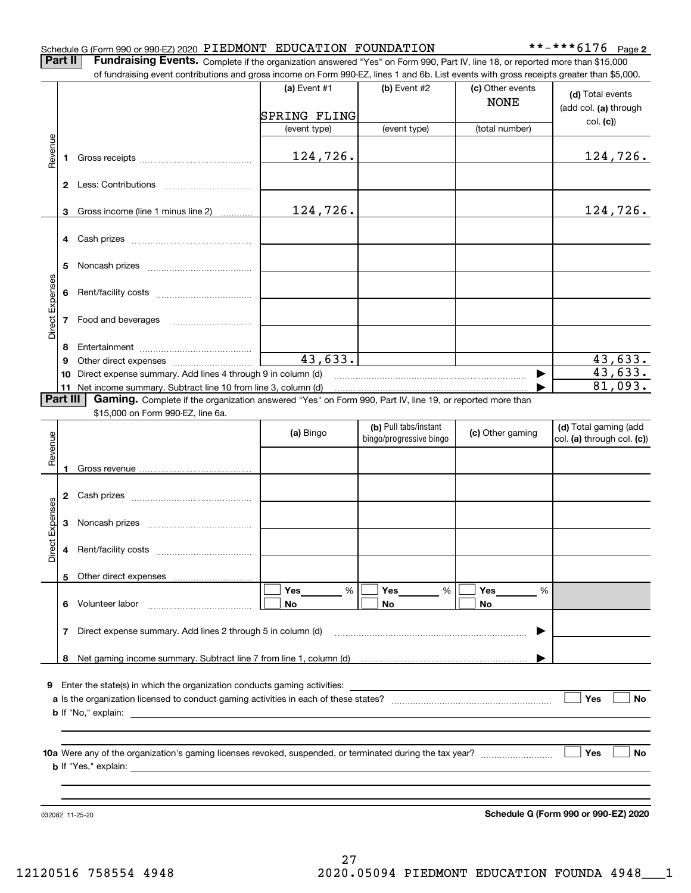Schedule G (Form 990 or 990-EZ) 2020 PIEDMONT EDUCATION FOUNDATION **-***6176 Page 2

**Part II** **Fundraising Events.** Complete if the organization answered "Yes" on Form 990, Part IV, line 18, or reported more than $15,000 of fundraising event contributions and gross income on Form 990-EZ, lines 1 and 6b. List events with gross receipts greater than $5,000.

| | | (a) Event #1 | (b) Event #2 | (c) Other events | (d) Total events (add col. (a) through col. (c)) |
|---|---|---|---|---|---|
| | | SPRING FLING | | NONE | |
| | | (event type) | (event type) | (total number) | |
| Revenue | 1 Gross receipts | 124,726. | | | 124,726. |
| | 2 Less: Contributions | | | | |
| | 3 Gross income (line 1 minus line 2) | 124,726. | | | 124,726. |
| Direct Expenses | 4 Cash prizes | | | | |
| | 5 Noncash prizes | | | | |
| | 6 Rent/facility costs | | | | |
| | 7 Food and beverages | | | | |
| | 8 Entertainment | | | | |
| | 9 Other direct expenses | 43,633. | | | 43,633. |
| | 10 Direct expense summary. Add lines 4 through 9 in column (d) | | | ▶ | 43,633. |
| | 11 Net income summary. Subtract line 10 from line 3, column (d) | | | ▶ | 81,093. |

**Part III** **Gaming.** Complete if the organization answered "Yes" on Form 990, Part IV, line 19, or reported more than $15,000 on Form 990-EZ, line 6a.

| | | (a) Bingo | (b) Pull tabs/instant bingo/progressive bingo | (c) Other gaming | (d) Total gaming (add col. (a) through col. (c)) |
|---|---|---|---|---|---|
| Revenue | 1 Gross revenue | | | | |
| Direct Expenses | 2 Cash prizes | | | | |
| | 3 Noncash prizes | | | | |
| | 4 Rent/facility costs | | | | |
| | 5 Other direct expenses | | | | |
| | 6 Volunteer labor | ☐ Yes ___ % ☐ No | ☐ Yes ___ % ☐ No | ☐ Yes ___ % ☐ No | |
| | 7 Direct expense summary. Add lines 2 through 5 in column (d) | | | ▶ | |
| | 8 Net gaming income summary. Subtract line 7 from line 1, column (d) | | | ▶ | |

**9** Enter the state(s) in which the organization conducts gaming activities: ______

**a** Is the organization licensed to conduct gaming activities in each of these states? ☐ Yes ☐ No

**b** If "No," explain: ______

**10a** Were any of the organization's gaming licenses revoked, suspended, or terminated during the tax year? ☐ Yes ☐ No

**b** If "Yes," explain: ______

032082 11-25-20 **Schedule G (Form 990 or 990-EZ) 2020**

12120516 758554 4948 2020.05094 PIEDMONT EDUCATION FOUNDA 4948___1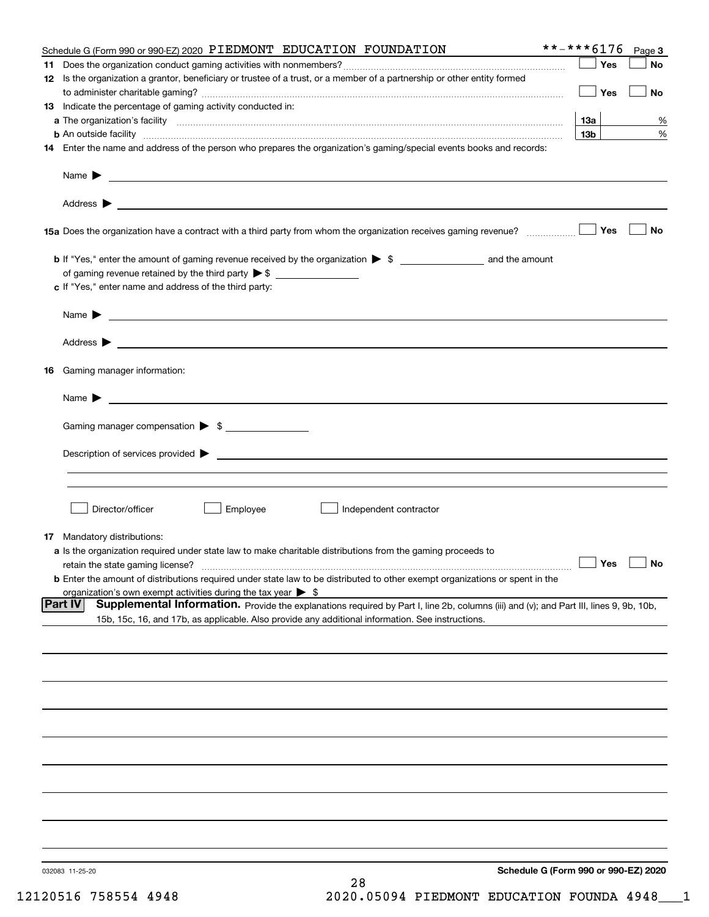Schedule G (Form 990 or 990-EZ) 2020 PIEDMONT EDUCATION FOUNDATION **-***6176 Page 3

11 Does the organization conduct gaming activities with nonmembers? ☐ Yes ☐ No

12 Is the organization a grantor, beneficiary or trustee of a trust, or a member of a partnership or other entity formed to administer charitable gaming? ☐ Yes ☐ No

13 Indicate the percentage of gaming activity conducted in:

a The organization's facility 13a %

b An outside facility 13b %

14 Enter the name and address of the person who prepares the organization's gaming/special events books and records:

Name ▶

Address ▶

15a Does the organization have a contract with a third party from whom the organization receives gaming revenue? ☐ Yes ☐ No

b If "Yes," enter the amount of gaming revenue received by the organization ▶ $ ______ and the amount of gaming revenue retained by the third party ▶ $ ______

c If "Yes," enter name and address of the third party:

Name ▶

Address ▶

16 Gaming manager information:

Name ▶

Gaming manager compensation ▶ $

Description of services provided ▶

☐ Director/officer ☐ Employee ☐ Independent contractor

17 Mandatory distributions:

a Is the organization required under state law to make charitable distributions from the gaming proceeds to retain the state gaming license? ☐ Yes ☐ No

b Enter the amount of distributions required under state law to be distributed to other exempt organizations or spent in the organization's own exempt activities during the tax year ▶ $

**Part IV Supplemental Information.** Provide the explanations required by Part I, line 2b, columns (iii) and (v); and Part III, lines 9, 9b, 10b, 15b, 15c, 16, and 17b, as applicable. Also provide any additional information. See instructions.

032083 11-25-20

Schedule G (Form 990 or 990-EZ) 2020

12120516 758554 4948 2020.05094 PIEDMONT EDUCATION FOUNDA 4948___1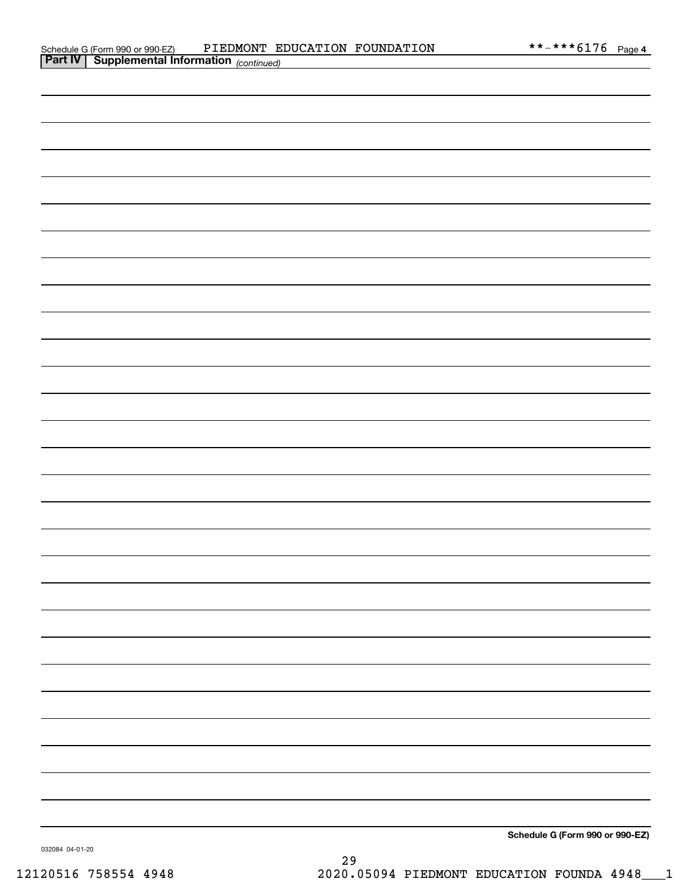Schedule G (Form 990 or 990-EZ) PIEDMONT EDUCATION FOUNDATION **-***6176 Page 4

## Part IV Supplemental Information *(continued)*

**Schedule G (Form 990 or 990-EZ)**

032084 04-01-20

12120516 758554 4948 2020.05094 PIEDMONT EDUCATION FOUNDA 4948___1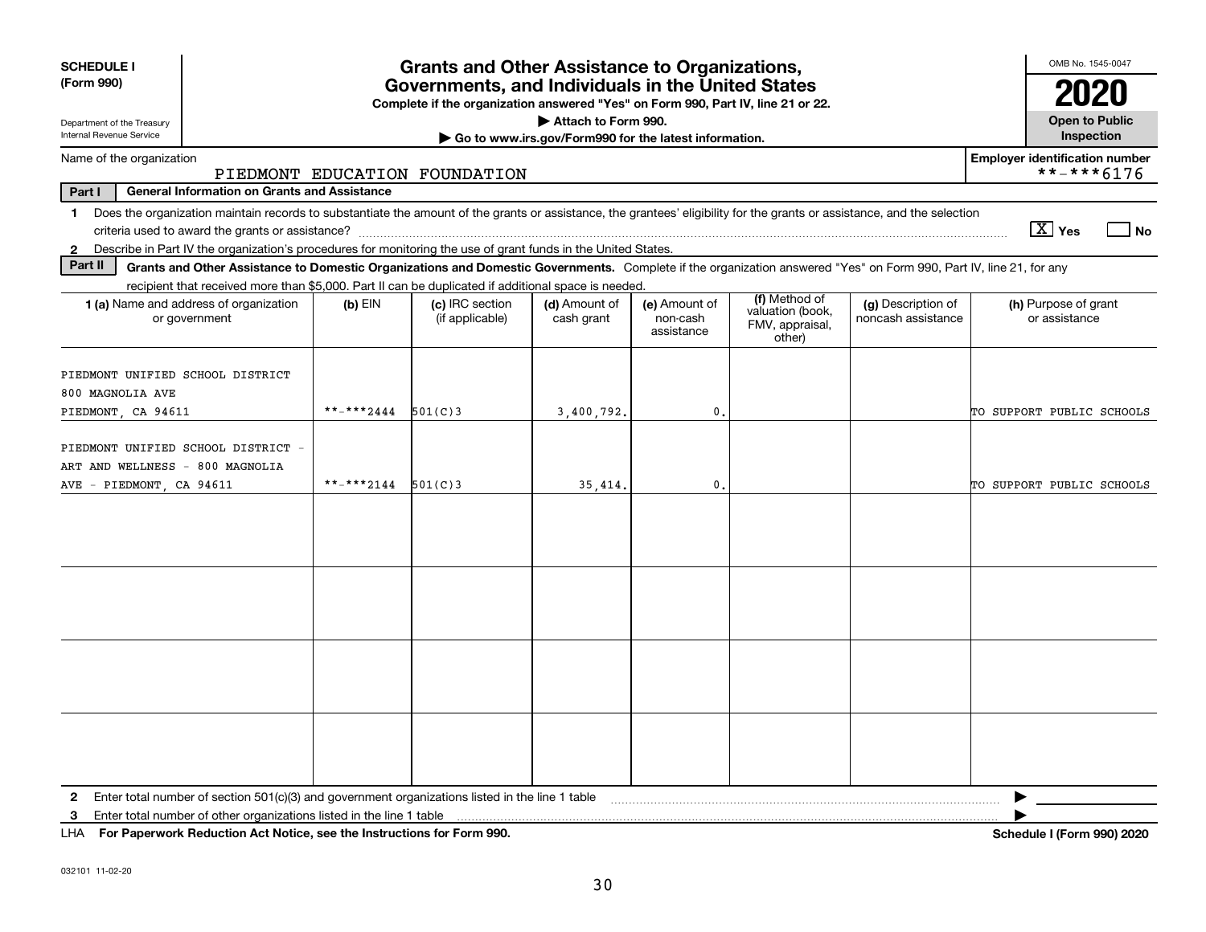**SCHEDULE I**
**(Form 990)**

Department of the Treasury
Internal Revenue Service

# Grants and Other Assistance to Organizations, Governments, and Individuals in the United States

**Complete if the organization answered "Yes" on Form 990, Part IV, line 21 or 22.**

**▶ Attach to Form 990.**

**▶ Go to www.irs.gov/Form990 for the latest information.**

OMB No. 1545-0047

**2020**

**Open to Public Inspection**

Name of the organization: PIEDMONT EDUCATION FOUNDATION

**Employer identification number** **-***6176

**Part I — General Information on Grants and Assistance**

1 Does the organization maintain records to substantiate the amount of the grants or assistance, the grantees' eligibility for the grants or assistance, and the selection criteria used to award the grants or assistance? [X] Yes [ ] No

2 Describe in Part IV the organization's procedures for monitoring the use of grant funds in the United States.

**Part II — Grants and Other Assistance to Domestic Organizations and Domestic Governments.** Complete if the organization answered "Yes" on Form 990, Part IV, line 21, for any recipient that received more than $5,000. Part II can be duplicated if additional space is needed.

| 1 (a) Name and address of organization or government | (b) EIN | (c) IRC section (if applicable) | (d) Amount of cash grant | (e) Amount of non-cash assistance | (f) Method of valuation (book, FMV, appraisal, other) | (g) Description of noncash assistance | (h) Purpose of grant or assistance |
|---|---|---|---|---|---|---|---|
| PIEDMONT UNIFIED SCHOOL DISTRICT 800 MAGNOLIA AVE PIEDMONT, CA 94611 | **-***2444 | 501(C)3 | 3,400,792. | 0. | | | TO SUPPORT PUBLIC SCHOOLS |
| PIEDMONT UNIFIED SCHOOL DISTRICT - ART AND WELLNESS - 800 MAGNOLIA AVE - PIEDMONT, CA 94611 | **-***2144 | 501(C)3 | 35,414. | 0. | | | TO SUPPORT PUBLIC SCHOOLS |
| | | | | | | | |
| | | | | | | | |
| | | | | | | | |
| | | | | | | | |

2 Enter total number of section 501(c)(3) and government organizations listed in the line 1 table ▶

3 Enter total number of other organizations listed in the line 1 table ▶

LHA **For Paperwork Reduction Act Notice, see the Instructions for Form 990.** **Schedule I (Form 990) 2020**

032101 11-02-20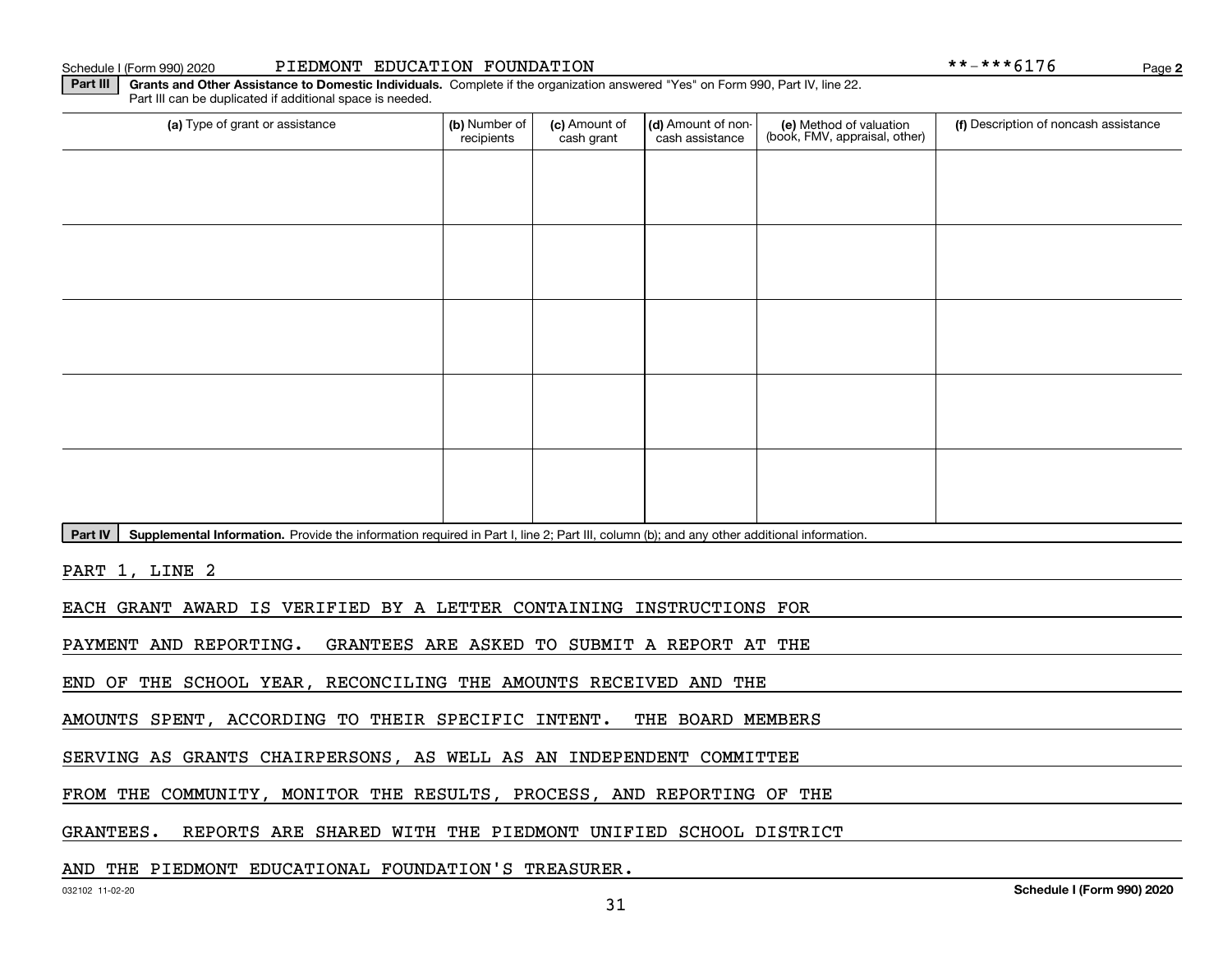Schedule I (Form 990) 2020 PIEDMONT EDUCATION FOUNDATION **-***6176 Page 2

**Part III** **Grants and Other Assistance to Domestic Individuals.** Complete if the organization answered "Yes" on Form 990, Part IV, line 22. Part III can be duplicated if additional space is needed.

| (a) Type of grant or assistance | (b) Number of recipients | (c) Amount of cash grant | (d) Amount of non-cash assistance | (e) Method of valuation (book, FMV, appraisal, other) | (f) Description of noncash assistance |
|---|---|---|---|---|---|
| | | | | | |
| | | | | | |
| | | | | | |
| | | | | | |
| | | | | | |

**Part IV** **Supplemental Information.** Provide the information required in Part I, line 2; Part III, column (b); and any other additional information.

PART 1, LINE 2

EACH GRANT AWARD IS VERIFIED BY A LETTER CONTAINING INSTRUCTIONS FOR PAYMENT AND REPORTING. GRANTEES ARE ASKED TO SUBMIT A REPORT AT THE END OF THE SCHOOL YEAR, RECONCILING THE AMOUNTS RECEIVED AND THE AMOUNTS SPENT, ACCORDING TO THEIR SPECIFIC INTENT. THE BOARD MEMBERS SERVING AS GRANTS CHAIRPERSONS, AS WELL AS AN INDEPENDENT COMMITTEE FROM THE COMMUNITY, MONITOR THE RESULTS, PROCESS, AND REPORTING OF THE GRANTEES. REPORTS ARE SHARED WITH THE PIEDMONT UNIFIED SCHOOL DISTRICT AND THE PIEDMONT EDUCATIONAL FOUNDATION'S TREASURER.

032102 11-02-20 Schedule I (Form 990) 2020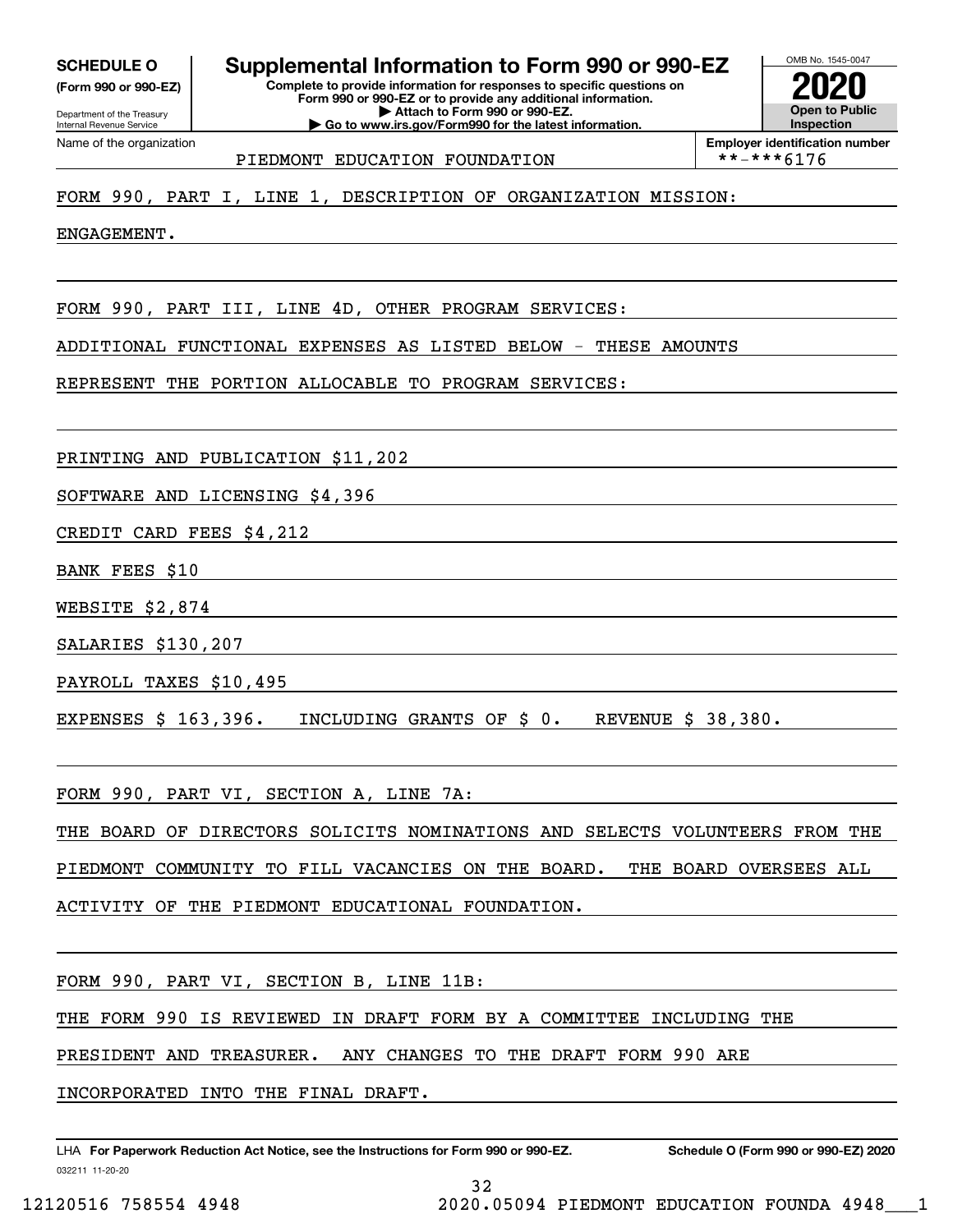**SCHEDULE O**
**(Form 990 or 990-EZ)**

Department of the Treasury
Internal Revenue Service

# Supplemental Information to Form 990 or 990-EZ

**Complete to provide information for responses to specific questions on Form 990 or 990-EZ or to provide any additional information.**
**▶ Attach to Form 990 or 990-EZ.**
**▶ Go to www.irs.gov/Form990 for the latest information.**

OMB No. 1545-0047
**2020**
**Open to Public Inspection**

Name of the organization: PIEDMONT EDUCATION FOUNDATION

**Employer identification number:** \*\*-\*\*\*6176

FORM 990, PART I, LINE 1, DESCRIPTION OF ORGANIZATION MISSION:

ENGAGEMENT.

FORM 990, PART III, LINE 4D, OTHER PROGRAM SERVICES:

ADDITIONAL FUNCTIONAL EXPENSES AS LISTED BELOW - THESE AMOUNTS REPRESENT THE PORTION ALLOCABLE TO PROGRAM SERVICES:

PRINTING AND PUBLICATION $11,202

SOFTWARE AND LICENSING $4,396

CREDIT CARD FEES $4,212

BANK FEES $10

WEBSITE $2,874

SALARIES $130,207

PAYROLL TAXES $10,495

EXPENSES $ 163,396. INCLUDING GRANTS OF $ 0. REVENUE $ 38,380.

FORM 990, PART VI, SECTION A, LINE 7A:

THE BOARD OF DIRECTORS SOLICITS NOMINATIONS AND SELECTS VOLUNTEERS FROM THE PIEDMONT COMMUNITY TO FILL VACANCIES ON THE BOARD. THE BOARD OVERSEES ALL ACTIVITY OF THE PIEDMONT EDUCATIONAL FOUNDATION.

FORM 990, PART VI, SECTION B, LINE 11B:

THE FORM 990 IS REVIEWED IN DRAFT FORM BY A COMMITTEE INCLUDING THE PRESIDENT AND TREASURER. ANY CHANGES TO THE DRAFT FORM 990 ARE INCORPORATED INTO THE FINAL DRAFT.

LHA **For Paperwork Reduction Act Notice, see the Instructions for Form 990 or 990-EZ.** **Schedule O (Form 990 or 990-EZ) 2020**
032211 11-20-20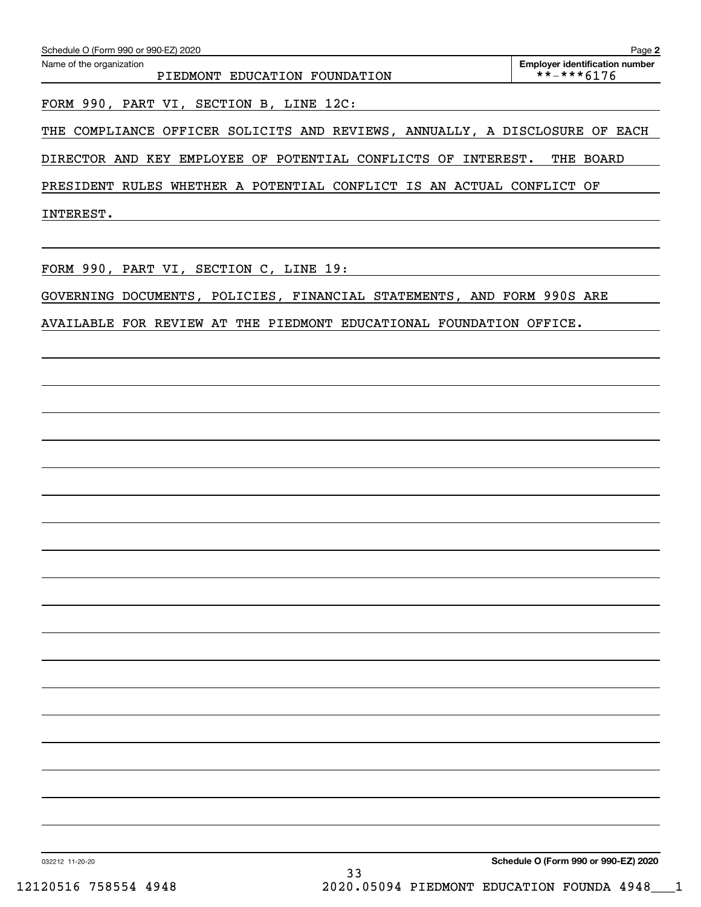Schedule O (Form 990 or 990-EZ) 2020

Name of the organization: PIEDMONT EDUCATION FOUNDATION

Employer identification number: **-***6176

FORM 990, PART VI, SECTION B, LINE 12C:

THE COMPLIANCE OFFICER SOLICITS AND REVIEWS, ANNUALLY, A DISCLOSURE OF EACH DIRECTOR AND KEY EMPLOYEE OF POTENTIAL CONFLICTS OF INTEREST. THE BOARD PRESIDENT RULES WHETHER A POTENTIAL CONFLICT IS AN ACTUAL CONFLICT OF INTEREST.

FORM 990, PART VI, SECTION C, LINE 19:

GOVERNING DOCUMENTS, POLICIES, FINANCIAL STATEMENTS, AND FORM 990S ARE AVAILABLE FOR REVIEW AT THE PIEDMONT EDUCATIONAL FOUNDATION OFFICE.

032212 11-20-20

Schedule O (Form 990 or 990-EZ) 2020

12120516 758554 4948 2020.05094 PIEDMONT EDUCATION FOUNDA 4948___1